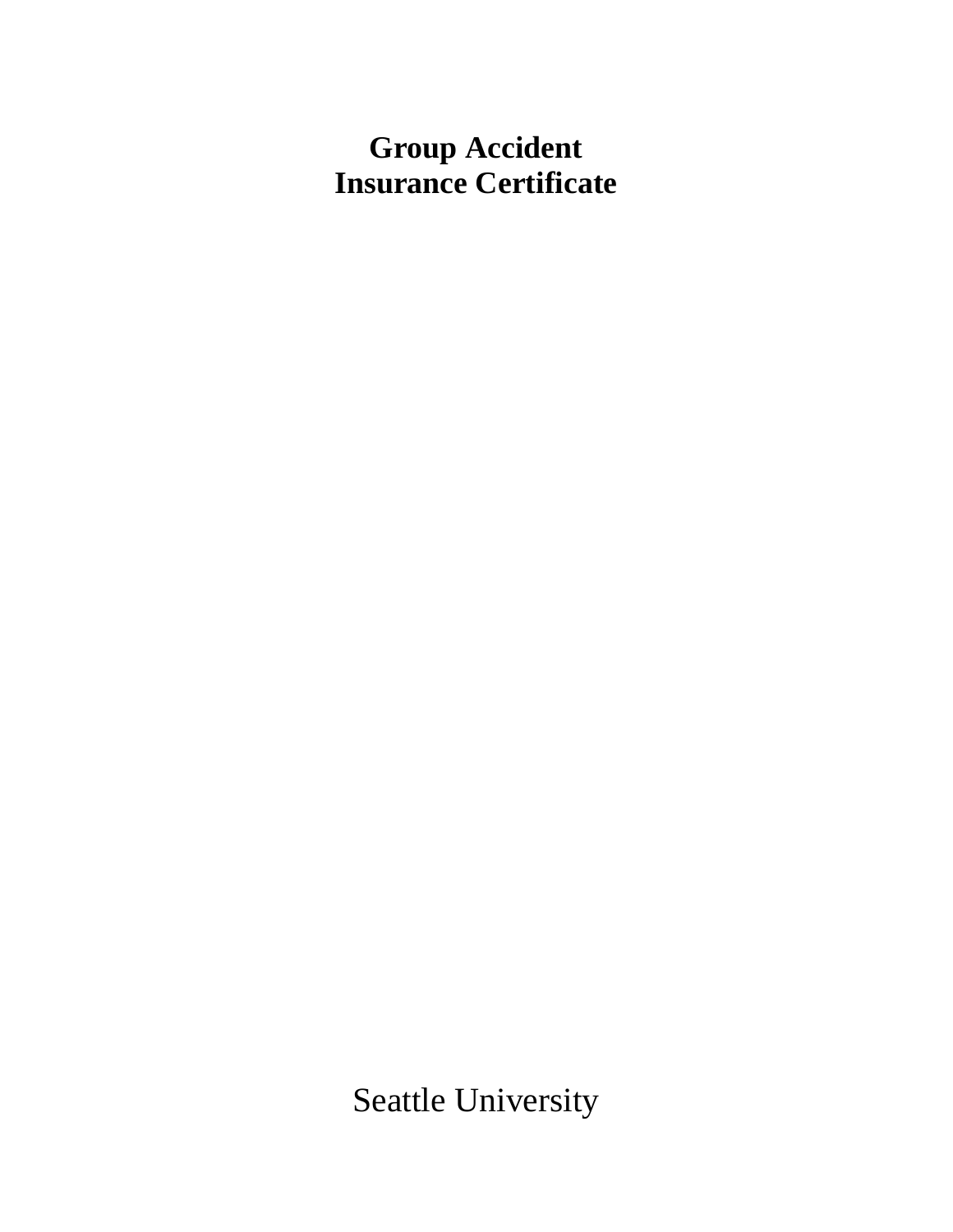# Group Accident Insurance Certificate

Seattle University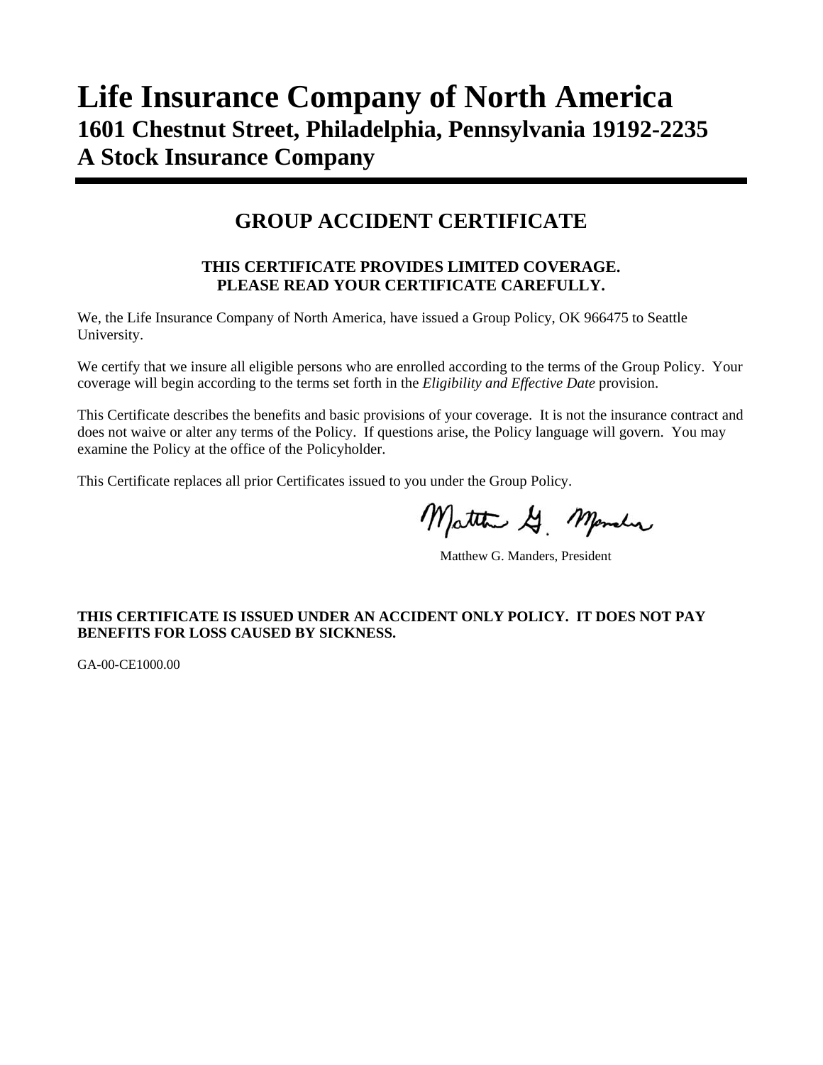# Life Insurance Company of North America
## 1601 Chestnut Street, Philadelphia, Pennsylvania 19192-2235
## A Stock Insurance Company

---

## GROUP ACCIDENT CERTIFICATE

**THIS CERTIFICATE PROVIDES LIMITED COVERAGE.**
**PLEASE READ YOUR CERTIFICATE CAREFULLY.**

We, the Life Insurance Company of North America, have issued a Group Policy, OK 966475 to Seattle University.

We certify that we insure all eligible persons who are enrolled according to the terms of the Group Policy. Your coverage will begin according to the terms set forth in the *Eligibility and Effective Date* provision.

This Certificate describes the benefits and basic provisions of your coverage. It is not the insurance contract and does not waive or alter any terms of the Policy. If questions arise, the Policy language will govern. You may examine the Policy at the office of the Policyholder.

This Certificate replaces all prior Certificates issued to you under the Group Policy.

Matthew G. Manders, President

**THIS CERTIFICATE IS ISSUED UNDER AN ACCIDENT ONLY POLICY. IT DOES NOT PAY BENEFITS FOR LOSS CAUSED BY SICKNESS.**

GA-00-CE1000.00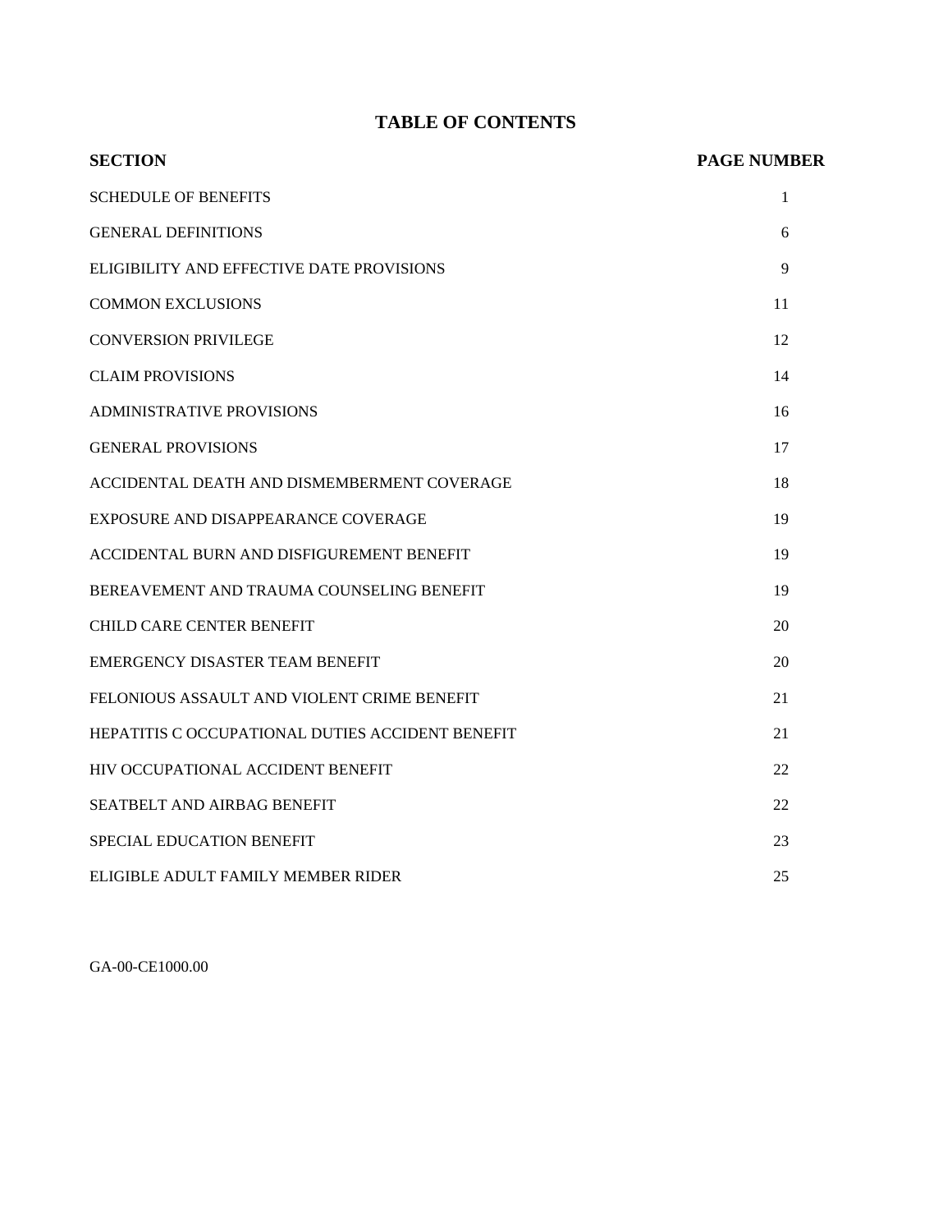# TABLE OF CONTENTS

| SECTION | PAGE NUMBER |
|---|---|
| SCHEDULE OF BENEFITS | 1 |
| GENERAL DEFINITIONS | 6 |
| ELIGIBILITY AND EFFECTIVE DATE PROVISIONS | 9 |
| COMMON EXCLUSIONS | 11 |
| CONVERSION PRIVILEGE | 12 |
| CLAIM PROVISIONS | 14 |
| ADMINISTRATIVE PROVISIONS | 16 |
| GENERAL PROVISIONS | 17 |
| ACCIDENTAL DEATH AND DISMEMBERMENT COVERAGE | 18 |
| EXPOSURE AND DISAPPEARANCE COVERAGE | 19 |
| ACCIDENTAL BURN AND DISFIGUREMENT BENEFIT | 19 |
| BEREAVEMENT AND TRAUMA COUNSELING BENEFIT | 19 |
| CHILD CARE CENTER BENEFIT | 20 |
| EMERGENCY DISASTER TEAM BENEFIT | 20 |
| FELONIOUS ASSAULT AND VIOLENT CRIME BENEFIT | 21 |
| HEPATITIS C OCCUPATIONAL DUTIES ACCIDENT BENEFIT | 21 |
| HIV OCCUPATIONAL ACCIDENT BENEFIT | 22 |
| SEATBELT AND AIRBAG BENEFIT | 22 |
| SPECIAL EDUCATION BENEFIT | 23 |
| ELIGIBLE ADULT FAMILY MEMBER RIDER | 25 |

GA-00-CE1000.00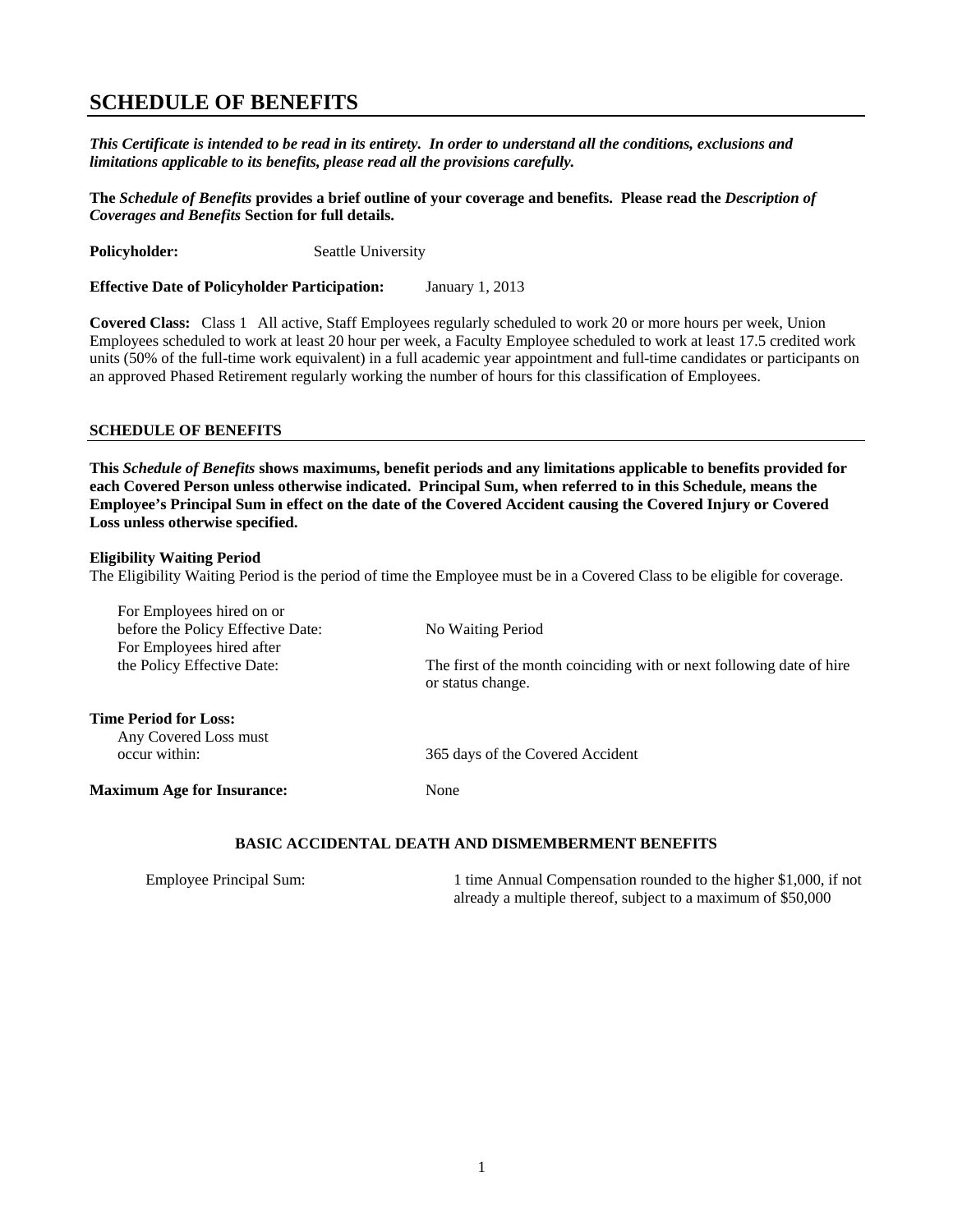# SCHEDULE OF BENEFITS

***This Certificate is intended to be read in its entirety. In order to understand all the conditions, exclusions and limitations applicable to its benefits, please read all the provisions carefully.***

**The *Schedule of Benefits* provides a brief outline of your coverage and benefits. Please read the *Description of Coverages and Benefits* Section for full details.**

**Policyholder:** Seattle University

**Effective Date of Policyholder Participation:** January 1, 2013

**Covered Class:** Class 1 All active, Staff Employees regularly scheduled to work 20 or more hours per week, Union Employees scheduled to work at least 20 hour per week, a Faculty Employee scheduled to work at least 17.5 credited work units (50% of the full-time work equivalent) in a full academic year appointment and full-time candidates or participants on an approved Phased Retirement regularly working the number of hours for this classification of Employees.

## SCHEDULE OF BENEFITS

**This *Schedule of Benefits* shows maximums, benefit periods and any limitations applicable to benefits provided for each Covered Person unless otherwise indicated. Principal Sum, when referred to in this Schedule, means the Employee's Principal Sum in effect on the date of the Covered Accident causing the Covered Injury or Covered Loss unless otherwise specified.**

**Eligibility Waiting Period**

The Eligibility Waiting Period is the period of time the Employee must be in a Covered Class to be eligible for coverage.

For Employees hired on or before the Policy Effective Date: No Waiting Period

For Employees hired after the Policy Effective Date: The first of the month coinciding with or next following date of hire or status change.

**Time Period for Loss:**

Any Covered Loss must occur within: 365 days of the Covered Accident

**Maximum Age for Insurance:** None

### BASIC ACCIDENTAL DEATH AND DISMEMBERMENT BENEFITS

Employee Principal Sum: 1 time Annual Compensation rounded to the higher $1,000, if not already a multiple thereof, subject to a maximum of $50,000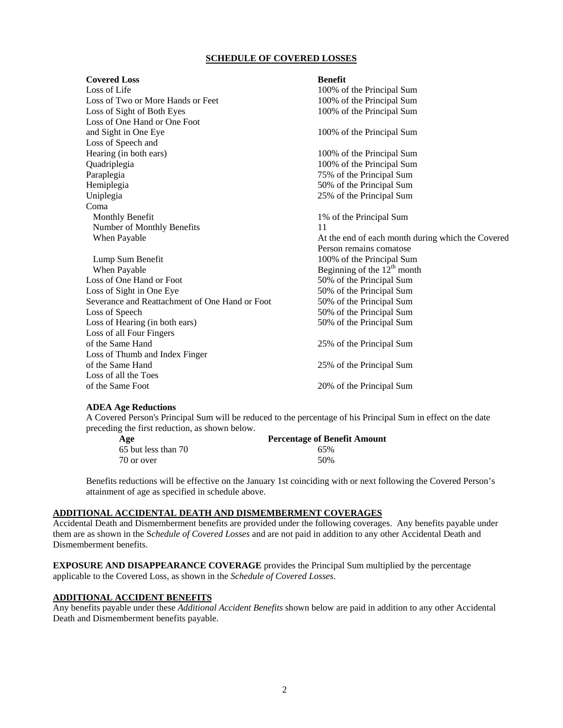## SCHEDULE OF COVERED LOSSES

| Covered Loss | Benefit |
|---|---|
| Loss of Life | 100% of the Principal Sum |
| Loss of Two or More Hands or Feet | 100% of the Principal Sum |
| Loss of Sight of Both Eyes | 100% of the Principal Sum |
| Loss of One Hand or One Foot and Sight in One Eye | 100% of the Principal Sum |
| Loss of Speech and Hearing (in both ears) | 100% of the Principal Sum |
| Quadriplegia | 100% of the Principal Sum |
| Paraplegia | 75% of the Principal Sum |
| Hemiplegia | 50% of the Principal Sum |
| Uniplegia | 25% of the Principal Sum |
| Coma | |
| Monthly Benefit | 1% of the Principal Sum |
| Number of Monthly Benefits | 11 |
| When Payable | At the end of each month during which the Covered Person remains comatose |
| Lump Sum Benefit | 100% of the Principal Sum |
| When Payable | Beginning of the 12th month |
| Loss of One Hand or Foot | 50% of the Principal Sum |
| Loss of Sight in One Eye | 50% of the Principal Sum |
| Severance and Reattachment of One Hand or Foot | 50% of the Principal Sum |
| Loss of Speech | 50% of the Principal Sum |
| Loss of Hearing (in both ears) | 50% of the Principal Sum |
| Loss of all Four Fingers of the Same Hand | 25% of the Principal Sum |
| Loss of Thumb and Index Finger of the Same Hand | 25% of the Principal Sum |
| Loss of all the Toes of the Same Foot | 20% of the Principal Sum |

**ADEA Age Reductions**

A Covered Person's Principal Sum will be reduced to the percentage of his Principal Sum in effect on the date preceding the first reduction, as shown below.

| Age | Percentage of Benefit Amount |
|---|---|
| 65 but less than 70 | 65% |
| 70 or over | 50% |

Benefits reductions will be effective on the January 1st coinciding with or next following the Covered Person's attainment of age as specified in schedule above.

## ADDITIONAL ACCIDENTAL DEATH AND DISMEMBERMENT COVERAGES

Accidental Death and Dismemberment benefits are provided under the following coverages. Any benefits payable under them are as shown in the S*chedule of Covered Losses* and are not paid in addition to any other Accidental Death and Dismemberment benefits.

**EXPOSURE AND DISAPPEARANCE COVERAGE** provides the Principal Sum multiplied by the percentage applicable to the Covered Loss, as shown in the *Schedule of Covered Losses*.

## ADDITIONAL ACCIDENT BENEFITS

Any benefits payable under these *Additional Accident Benefits* shown below are paid in addition to any other Accidental Death and Dismemberment benefits payable.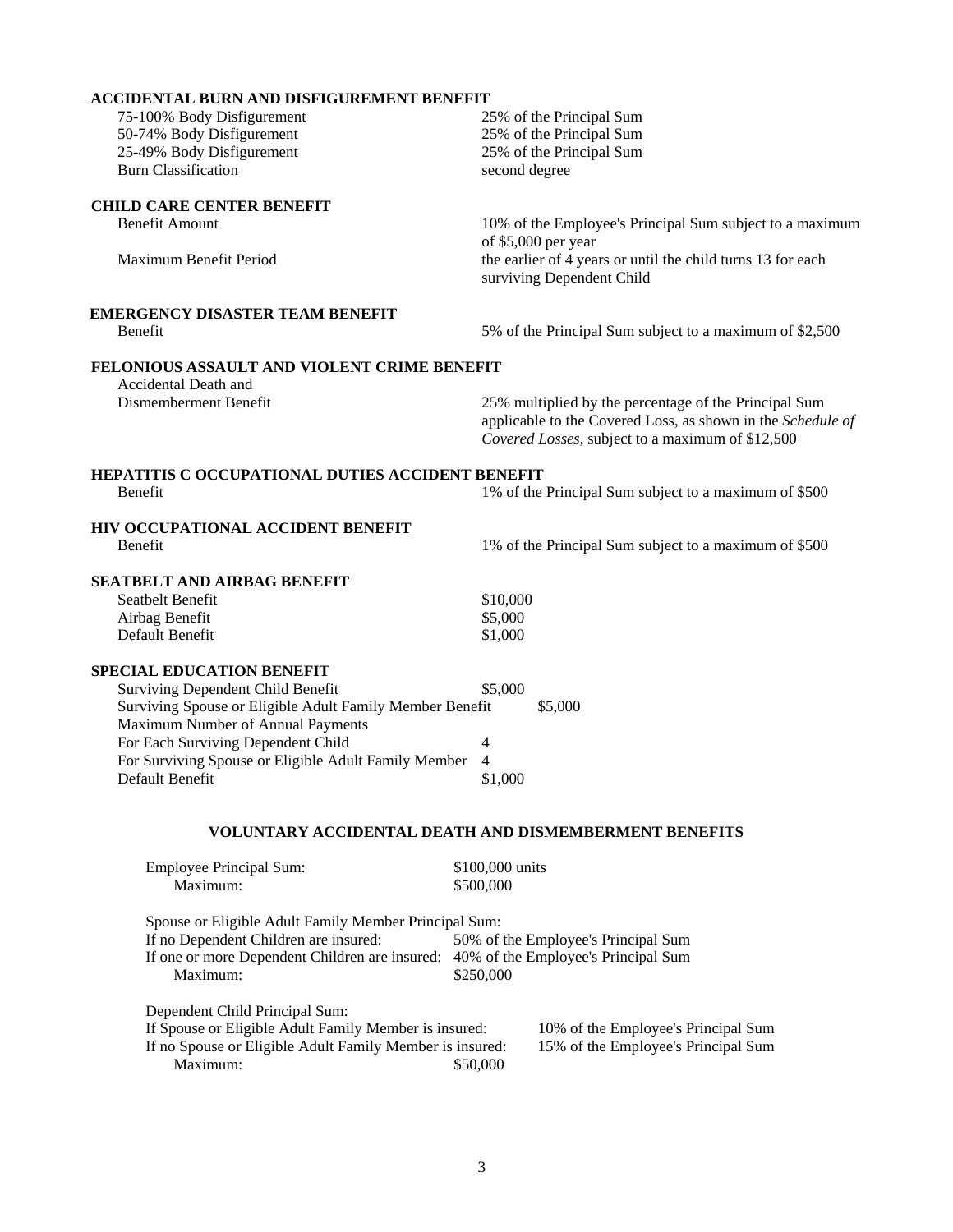**ACCIDENTAL BURN AND DISFIGUREMENT BENEFIT**

| | |
|---|---|
| 75-100% Body Disfigurement | 25% of the Principal Sum |
| 50-74% Body Disfigurement | 25% of the Principal Sum |
| 25-49% Body Disfigurement | 25% of the Principal Sum |
| Burn Classification | second degree |

**CHILD CARE CENTER BENEFIT**

| | |
|---|---|
| Benefit Amount | 10% of the Employee's Principal Sum subject to a maximum of $5,000 per year |
| Maximum Benefit Period | the earlier of 4 years or until the child turns 13 for each surviving Dependent Child |

**EMERGENCY DISASTER TEAM BENEFIT**

| | |
|---|---|
| Benefit | 5% of the Principal Sum subject to a maximum of $2,500 |

**FELONIOUS ASSAULT AND VIOLENT CRIME BENEFIT**

| | |
|---|---|
| Accidental Death and Dismemberment Benefit | 25% multiplied by the percentage of the Principal Sum applicable to the Covered Loss, as shown in the *Schedule of Covered Losses*, subject to a maximum of $12,500 |

**HEPATITIS C OCCUPATIONAL DUTIES ACCIDENT BENEFIT**

| | |
|---|---|
| Benefit | 1% of the Principal Sum subject to a maximum of $500 |

**HIV OCCUPATIONAL ACCIDENT BENEFIT**

| | |
|---|---|
| Benefit | 1% of the Principal Sum subject to a maximum of $500 |

**SEATBELT AND AIRBAG BENEFIT**

| | |
|---|---|
| Seatbelt Benefit | $10,000 |
| Airbag Benefit | $5,000 |
| Default Benefit | $1,000 |

**SPECIAL EDUCATION BENEFIT**

| | |
|---|---|
| Surviving Dependent Child Benefit | $5,000 |
| Surviving Spouse or Eligible Adult Family Member Benefit | $5,000 |
| Maximum Number of Annual Payments | |
| For Each Surviving Dependent Child | 4 |
| For Surviving Spouse or Eligible Adult Family Member | 4 |
| Default Benefit | $1,000 |

## VOLUNTARY ACCIDENTAL DEATH AND DISMEMBERMENT BENEFITS

| | |
|---|---|
| Employee Principal Sum: | $100,000 units |
| Maximum: | $500,000 |

Spouse or Eligible Adult Family Member Principal Sum:

| | |
|---|---|
| If no Dependent Children are insured: | 50% of the Employee's Principal Sum |
| If one or more Dependent Children are insured: | 40% of the Employee's Principal Sum |
| Maximum: | $250,000 |

Dependent Child Principal Sum:

| | |
|---|---|
| If Spouse or Eligible Adult Family Member is insured: | 10% of the Employee's Principal Sum |
| If no Spouse or Eligible Adult Family Member is insured: | 15% of the Employee's Principal Sum |
| Maximum: | $50,000 |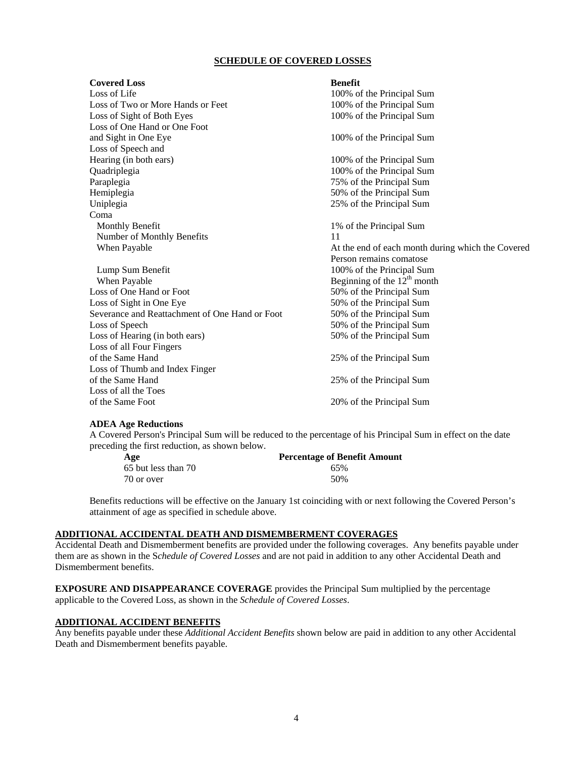## SCHEDULE OF COVERED LOSSES

| Covered Loss | Benefit |
|---|---|
| Loss of Life | 100% of the Principal Sum |
| Loss of Two or More Hands or Feet | 100% of the Principal Sum |
| Loss of Sight of Both Eyes | 100% of the Principal Sum |
| Loss of One Hand or One Foot and Sight in One Eye | 100% of the Principal Sum |
| Loss of Speech and Hearing (in both ears) | 100% of the Principal Sum |
| Quadriplegia | 100% of the Principal Sum |
| Paraplegia | 75% of the Principal Sum |
| Hemiplegia | 50% of the Principal Sum |
| Uniplegia | 25% of the Principal Sum |
| Coma | |
| Monthly Benefit | 1% of the Principal Sum |
| Number of Monthly Benefits | 11 |
| When Payable | At the end of each month during which the Covered Person remains comatose |
| Lump Sum Benefit | 100% of the Principal Sum |
| When Payable | Beginning of the 12th month |
| Loss of One Hand or Foot | 50% of the Principal Sum |
| Loss of Sight in One Eye | 50% of the Principal Sum |
| Severance and Reattachment of One Hand or Foot | 50% of the Principal Sum |
| Loss of Speech | 50% of the Principal Sum |
| Loss of Hearing (in both ears) | 50% of the Principal Sum |
| Loss of all Four Fingers of the Same Hand | 25% of the Principal Sum |
| Loss of Thumb and Index Finger of the Same Hand | 25% of the Principal Sum |
| Loss of all the Toes of the Same Foot | 20% of the Principal Sum |

**ADEA Age Reductions**

A Covered Person's Principal Sum will be reduced to the percentage of his Principal Sum in effect on the date preceding the first reduction, as shown below.

| Age | Percentage of Benefit Amount |
|---|---|
| 65 but less than 70 | 65% |
| 70 or over | 50% |

Benefits reductions will be effective on the January 1st coinciding with or next following the Covered Person's attainment of age as specified in schedule above.

## ADDITIONAL ACCIDENTAL DEATH AND DISMEMBERMENT COVERAGES

Accidental Death and Dismemberment benefits are provided under the following coverages. Any benefits payable under them are as shown in the S*chedule of Covered Losses* and are not paid in addition to any other Accidental Death and Dismemberment benefits.

**EXPOSURE AND DISAPPEARANCE COVERAGE** provides the Principal Sum multiplied by the percentage applicable to the Covered Loss, as shown in the *Schedule of Covered Losses*.

## ADDITIONAL ACCIDENT BENEFITS

Any benefits payable under these *Additional Accident Benefits* shown below are paid in addition to any other Accidental Death and Dismemberment benefits payable.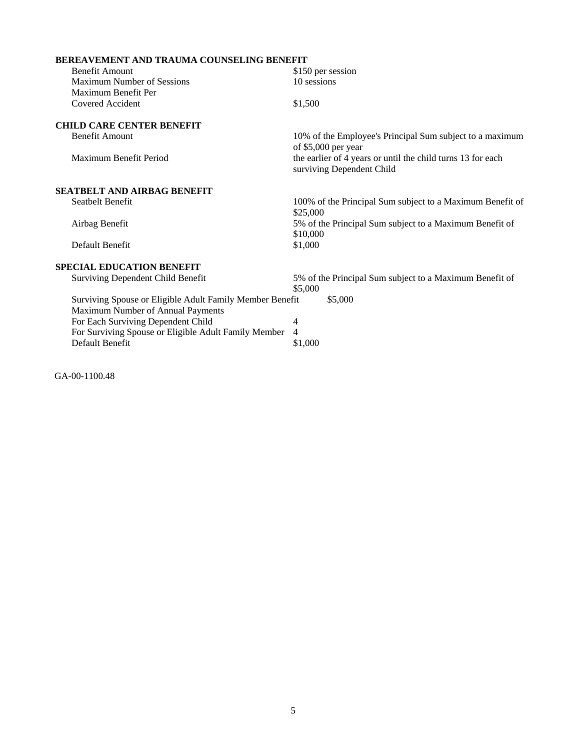**BEREAVEMENT AND TRAUMA COUNSELING BENEFIT**

| | |
|---|---|
| Benefit Amount | $150 per session |
| Maximum Number of Sessions | 10 sessions |
| Maximum Benefit Per Covered Accident | $1,500 |

**CHILD CARE CENTER BENEFIT**

| | |
|---|---|
| Benefit Amount | 10% of the Employee's Principal Sum subject to a maximum of $5,000 per year |
| Maximum Benefit Period | the earlier of 4 years or until the child turns 13 for each surviving Dependent Child |

**SEATBELT AND AIRBAG BENEFIT**

| | |
|---|---|
| Seatbelt Benefit | 100% of the Principal Sum subject to a Maximum Benefit of $25,000 |
| Airbag Benefit | 5% of the Principal Sum subject to a Maximum Benefit of $10,000 |
| Default Benefit | $1,000 |

**SPECIAL EDUCATION BENEFIT**

| | |
|---|---|
| Surviving Dependent Child Benefit | 5% of the Principal Sum subject to a Maximum Benefit of $5,000 |
| Surviving Spouse or Eligible Adult Family Member Benefit | $5,000 |
| Maximum Number of Annual Payments | |
| For Each Surviving Dependent Child | 4 |
| For Surviving Spouse or Eligible Adult Family Member | 4 |
| Default Benefit | $1,000 |

GA-00-1100.48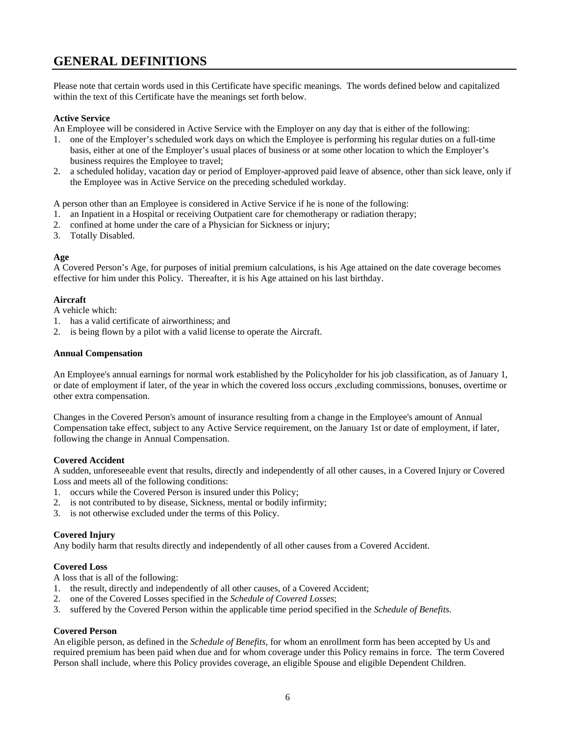# GENERAL DEFINITIONS

Please note that certain words used in this Certificate have specific meanings. The words defined below and capitalized within the text of this Certificate have the meanings set forth below.

**Active Service**

An Employee will be considered in Active Service with the Employer on any day that is either of the following:

1. one of the Employer's scheduled work days on which the Employee is performing his regular duties on a full-time basis, either at one of the Employer's usual places of business or at some other location to which the Employer's business requires the Employee to travel;
2. a scheduled holiday, vacation day or period of Employer-approved paid leave of absence, other than sick leave, only if the Employee was in Active Service on the preceding scheduled workday.

A person other than an Employee is considered in Active Service if he is none of the following:

1. an Inpatient in a Hospital or receiving Outpatient care for chemotherapy or radiation therapy;
2. confined at home under the care of a Physician for Sickness or injury;
3. Totally Disabled.

**Age**

A Covered Person's Age, for purposes of initial premium calculations, is his Age attained on the date coverage becomes effective for him under this Policy. Thereafter, it is his Age attained on his last birthday.

**Aircraft**

A vehicle which:

1. has a valid certificate of airworthiness; and
2. is being flown by a pilot with a valid license to operate the Aircraft.

**Annual Compensation**

An Employee's annual earnings for normal work established by the Policyholder for his job classification, as of January 1, or date of employment if later, of the year in which the covered loss occurs ,excluding commissions, bonuses, overtime or other extra compensation.

Changes in the Covered Person's amount of insurance resulting from a change in the Employee's amount of Annual Compensation take effect, subject to any Active Service requirement, on the January 1st or date of employment, if later, following the change in Annual Compensation.

**Covered Accident**

A sudden, unforeseeable event that results, directly and independently of all other causes, in a Covered Injury or Covered Loss and meets all of the following conditions:

1. occurs while the Covered Person is insured under this Policy;
2. is not contributed to by disease, Sickness, mental or bodily infirmity;
3. is not otherwise excluded under the terms of this Policy.

**Covered Injury**

Any bodily harm that results directly and independently of all other causes from a Covered Accident.

**Covered Loss**

A loss that is all of the following:

1. the result, directly and independently of all other causes, of a Covered Accident;
2. one of the Covered Losses specified in the *Schedule of Covered Losses*;
3. suffered by the Covered Person within the applicable time period specified in the *Schedule of Benefits*.

**Covered Person**

An eligible person, as defined in the *Schedule of Benefits*, for whom an enrollment form has been accepted by Us and required premium has been paid when due and for whom coverage under this Policy remains in force. The term Covered Person shall include, where this Policy provides coverage, an eligible Spouse and eligible Dependent Children.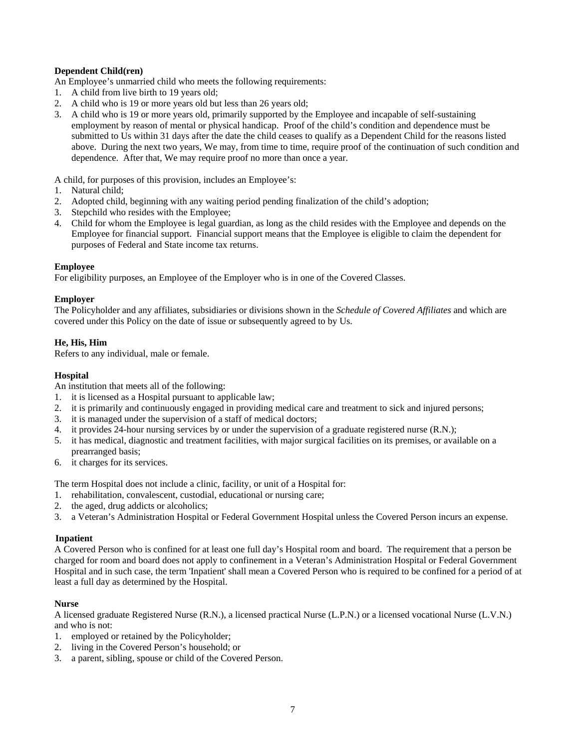**Dependent Child(ren)**
An Employee's unmarried child who meets the following requirements:
1. A child from live birth to 19 years old;
2. A child who is 19 or more years old but less than 26 years old;
3. A child who is 19 or more years old, primarily supported by the Employee and incapable of self-sustaining employment by reason of mental or physical handicap. Proof of the child's condition and dependence must be submitted to Us within 31 days after the date the child ceases to qualify as a Dependent Child for the reasons listed above. During the next two years, We may, from time to time, require proof of the continuation of such condition and dependence. After that, We may require proof no more than once a year.

A child, for purposes of this provision, includes an Employee's:
1. Natural child;
2. Adopted child, beginning with any waiting period pending finalization of the child's adoption;
3. Stepchild who resides with the Employee;
4. Child for whom the Employee is legal guardian, as long as the child resides with the Employee and depends on the Employee for financial support. Financial support means that the Employee is eligible to claim the dependent for purposes of Federal and State income tax returns.

**Employee**
For eligibility purposes, an Employee of the Employer who is in one of the Covered Classes.

**Employer**
The Policyholder and any affiliates, subsidiaries or divisions shown in the *Schedule of Covered Affiliates* and which are covered under this Policy on the date of issue or subsequently agreed to by Us.

**He, His, Him**
Refers to any individual, male or female.

**Hospital**
An institution that meets all of the following:
1. it is licensed as a Hospital pursuant to applicable law;
2. it is primarily and continuously engaged in providing medical care and treatment to sick and injured persons;
3. it is managed under the supervision of a staff of medical doctors;
4. it provides 24-hour nursing services by or under the supervision of a graduate registered nurse (R.N.);
5. it has medical, diagnostic and treatment facilities, with major surgical facilities on its premises, or available on a prearranged basis;
6. it charges for its services.

The term Hospital does not include a clinic, facility, or unit of a Hospital for:
1. rehabilitation, convalescent, custodial, educational or nursing care;
2. the aged, drug addicts or alcoholics;
3. a Veteran's Administration Hospital or Federal Government Hospital unless the Covered Person incurs an expense.

**Inpatient**
A Covered Person who is confined for at least one full day's Hospital room and board. The requirement that a person be charged for room and board does not apply to confinement in a Veteran's Administration Hospital or Federal Government Hospital and in such case, the term 'Inpatient' shall mean a Covered Person who is required to be confined for a period of at least a full day as determined by the Hospital.

**Nurse**
A licensed graduate Registered Nurse (R.N.), a licensed practical Nurse (L.P.N.) or a licensed vocational Nurse (L.V.N.) and who is not:
1. employed or retained by the Policyholder;
2. living in the Covered Person's household; or
3. a parent, sibling, spouse or child of the Covered Person.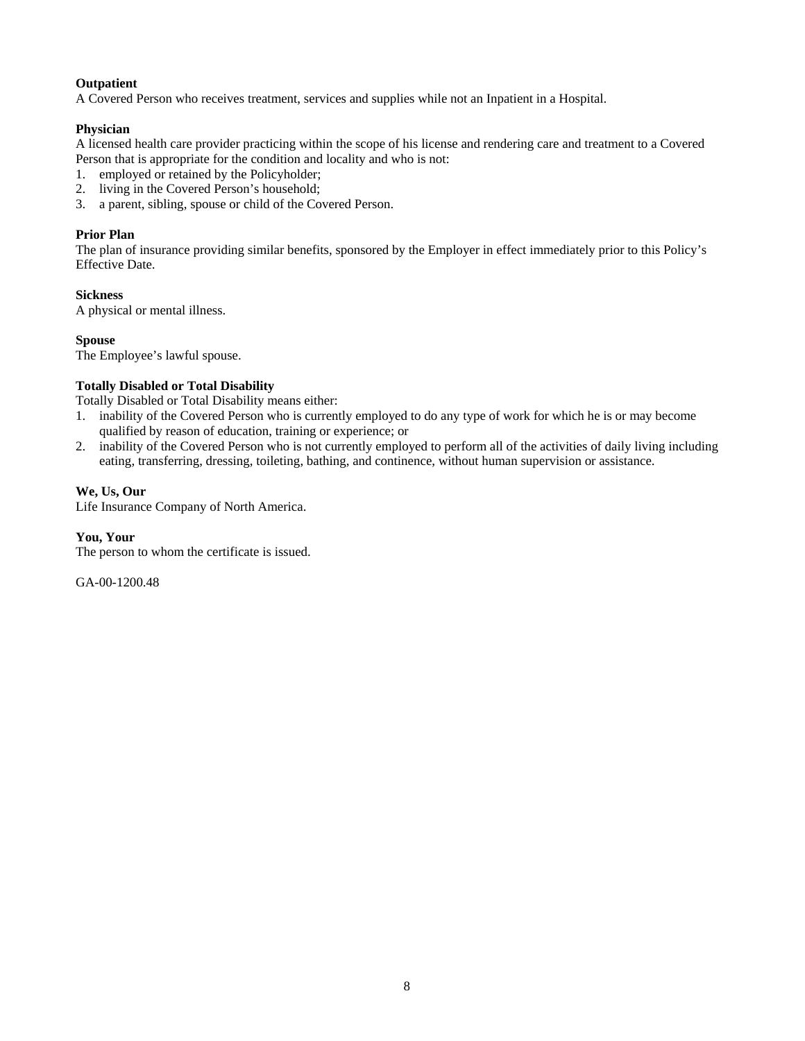**Outpatient**
A Covered Person who receives treatment, services and supplies while not an Inpatient in a Hospital.

**Physician**
A licensed health care provider practicing within the scope of his license and rendering care and treatment to a Covered Person that is appropriate for the condition and locality and who is not:
1. employed or retained by the Policyholder;
2. living in the Covered Person's household;
3. a parent, sibling, spouse or child of the Covered Person.

**Prior Plan**
The plan of insurance providing similar benefits, sponsored by the Employer in effect immediately prior to this Policy's Effective Date.

**Sickness**
A physical or mental illness.

**Spouse**
The Employee's lawful spouse.

**Totally Disabled or Total Disability**
Totally Disabled or Total Disability means either:
1. inability of the Covered Person who is currently employed to do any type of work for which he is or may become qualified by reason of education, training or experience; or
2. inability of the Covered Person who is not currently employed to perform all of the activities of daily living including eating, transferring, dressing, toileting, bathing, and continence, without human supervision or assistance.

**We, Us, Our**
Life Insurance Company of North America.

**You, Your**
The person to whom the certificate is issued.

GA-00-1200.48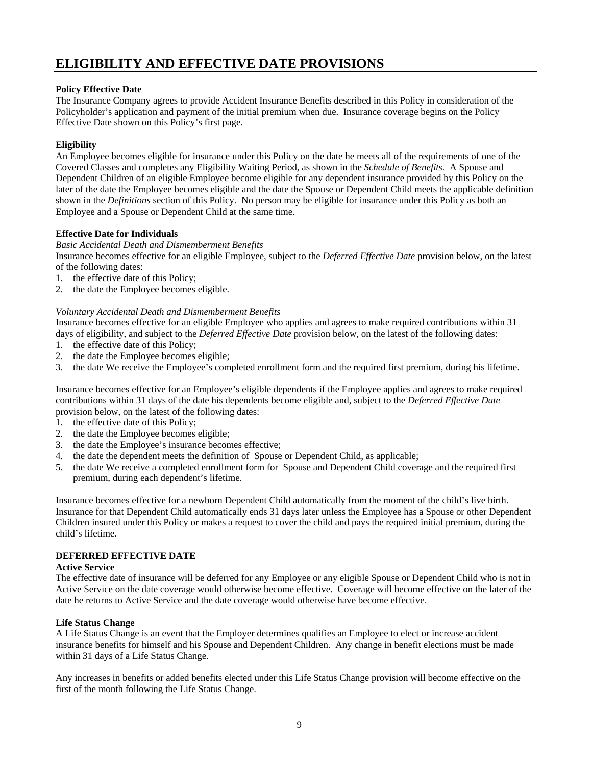# ELIGIBILITY AND EFFECTIVE DATE PROVISIONS

**Policy Effective Date**

The Insurance Company agrees to provide Accident Insurance Benefits described in this Policy in consideration of the Policyholder's application and payment of the initial premium when due. Insurance coverage begins on the Policy Effective Date shown on this Policy's first page.

**Eligibility**

An Employee becomes eligible for insurance under this Policy on the date he meets all of the requirements of one of the Covered Classes and completes any Eligibility Waiting Period, as shown in the *Schedule of Benefits.* A Spouse and Dependent Children of an eligible Employee become eligible for any dependent insurance provided by this Policy on the later of the date the Employee becomes eligible and the date the Spouse or Dependent Child meets the applicable definition shown in the *Definitions* section of this Policy. No person may be eligible for insurance under this Policy as both an Employee and a Spouse or Dependent Child at the same time.

**Effective Date for Individuals**

*Basic Accidental Death and Dismemberment Benefits*

Insurance becomes effective for an eligible Employee, subject to the *Deferred Effective Date* provision below, on the latest of the following dates:

1. the effective date of this Policy;
2. the date the Employee becomes eligible.

*Voluntary Accidental Death and Dismemberment Benefits*

Insurance becomes effective for an eligible Employee who applies and agrees to make required contributions within 31 days of eligibility, and subject to the *Deferred Effective Date* provision below, on the latest of the following dates:

1. the effective date of this Policy;
2. the date the Employee becomes eligible;
3. the date We receive the Employee's completed enrollment form and the required first premium, during his lifetime.

Insurance becomes effective for an Employee's eligible dependents if the Employee applies and agrees to make required contributions within 31 days of the date his dependents become eligible and, subject to the *Deferred Effective Date* provision below, on the latest of the following dates:

1. the effective date of this Policy;
2. the date the Employee becomes eligible;
3. the date the Employee's insurance becomes effective;
4. the date the dependent meets the definition of Spouse or Dependent Child, as applicable;
5. the date We receive a completed enrollment form for Spouse and Dependent Child coverage and the required first premium, during each dependent's lifetime.

Insurance becomes effective for a newborn Dependent Child automatically from the moment of the child's live birth. Insurance for that Dependent Child automatically ends 31 days later unless the Employee has a Spouse or other Dependent Children insured under this Policy or makes a request to cover the child and pays the required initial premium, during the child's lifetime.

**DEFERRED EFFECTIVE DATE**

**Active Service**

The effective date of insurance will be deferred for any Employee or any eligible Spouse or Dependent Child who is not in Active Service on the date coverage would otherwise become effective. Coverage will become effective on the later of the date he returns to Active Service and the date coverage would otherwise have become effective.

**Life Status Change**

A Life Status Change is an event that the Employer determines qualifies an Employee to elect or increase accident insurance benefits for himself and his Spouse and Dependent Children. Any change in benefit elections must be made within 31 days of a Life Status Change.

Any increases in benefits or added benefits elected under this Life Status Change provision will become effective on the first of the month following the Life Status Change.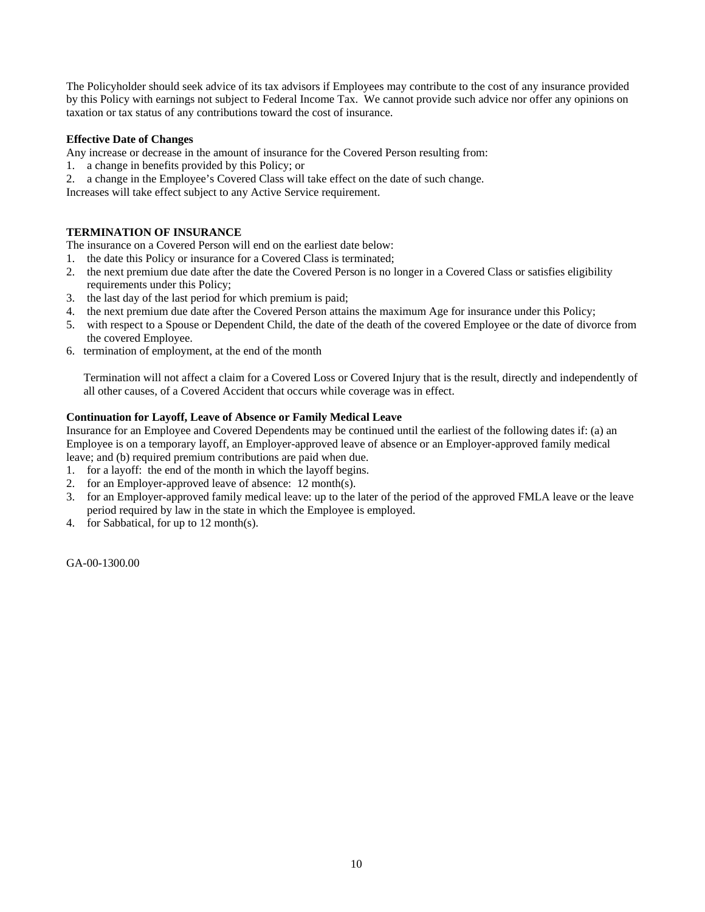The Policyholder should seek advice of its tax advisors if Employees may contribute to the cost of any insurance provided by this Policy with earnings not subject to Federal Income Tax. We cannot provide such advice nor offer any opinions on taxation or tax status of any contributions toward the cost of insurance.

**Effective Date of Changes**

Any increase or decrease in the amount of insurance for the Covered Person resulting from:

1. a change in benefits provided by this Policy; or
2. a change in the Employee's Covered Class will take effect on the date of such change.

Increases will take effect subject to any Active Service requirement.

**TERMINATION OF INSURANCE**

The insurance on a Covered Person will end on the earliest date below:

1. the date this Policy or insurance for a Covered Class is terminated;
2. the next premium due date after the date the Covered Person is no longer in a Covered Class or satisfies eligibility requirements under this Policy;
3. the last day of the last period for which premium is paid;
4. the next premium due date after the Covered Person attains the maximum Age for insurance under this Policy;
5. with respect to a Spouse or Dependent Child, the date of the death of the covered Employee or the date of divorce from the covered Employee.
6. termination of employment, at the end of the month

Termination will not affect a claim for a Covered Loss or Covered Injury that is the result, directly and independently of all other causes, of a Covered Accident that occurs while coverage was in effect.

**Continuation for Layoff, Leave of Absence or Family Medical Leave**

Insurance for an Employee and Covered Dependents may be continued until the earliest of the following dates if: (a) an Employee is on a temporary layoff, an Employer-approved leave of absence or an Employer-approved family medical leave; and (b) required premium contributions are paid when due.

1. for a layoff: the end of the month in which the layoff begins.
2. for an Employer-approved leave of absence: 12 month(s).
3. for an Employer-approved family medical leave: up to the later of the period of the approved FMLA leave or the leave period required by law in the state in which the Employee is employed.
4. for Sabbatical, for up to 12 month(s).

GA-00-1300.00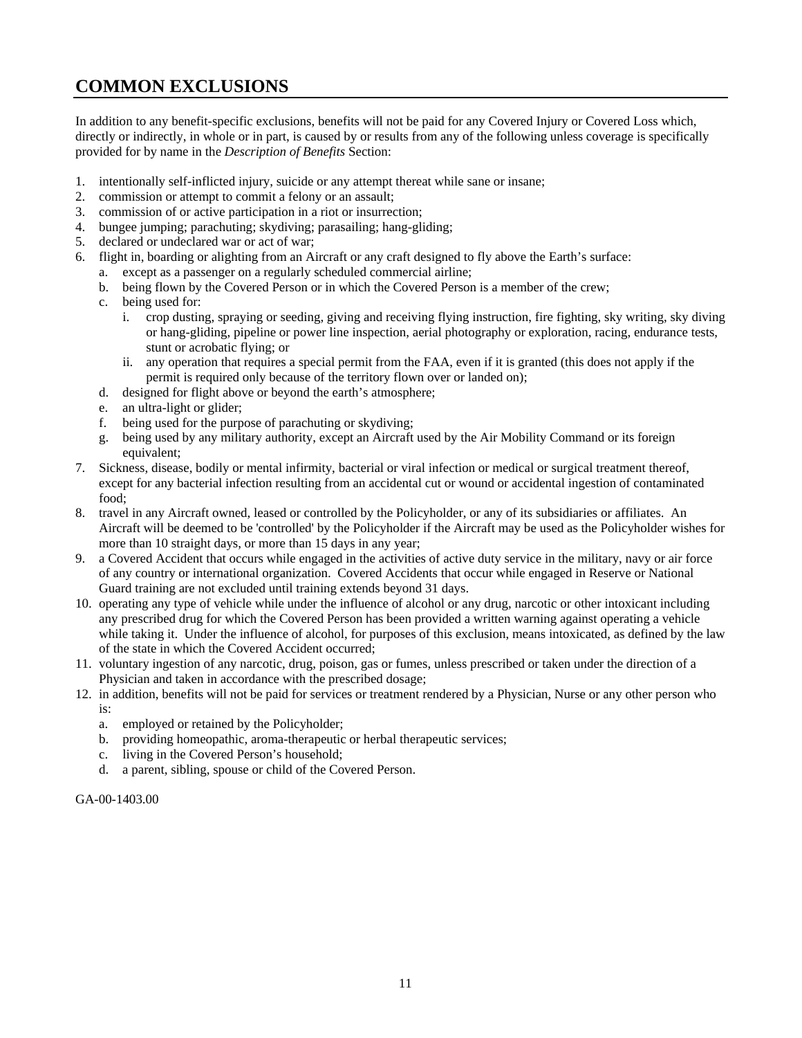## COMMON EXCLUSIONS

In addition to any benefit-specific exclusions, benefits will not be paid for any Covered Injury or Covered Loss which, directly or indirectly, in whole or in part, is caused by or results from any of the following unless coverage is specifically provided for by name in the *Description of Benefits* Section:

1. intentionally self-inflicted injury, suicide or any attempt thereat while sane or insane;
2. commission or attempt to commit a felony or an assault;
3. commission of or active participation in a riot or insurrection;
4. bungee jumping; parachuting; skydiving; parasailing; hang-gliding;
5. declared or undeclared war or act of war;
6. flight in, boarding or alighting from an Aircraft or any craft designed to fly above the Earth's surface:
   a. except as a passenger on a regularly scheduled commercial airline;
   b. being flown by the Covered Person or in which the Covered Person is a member of the crew;
   c. being used for:
      i. crop dusting, spraying or seeding, giving and receiving flying instruction, fire fighting, sky writing, sky diving or hang-gliding, pipeline or power line inspection, aerial photography or exploration, racing, endurance tests, stunt or acrobatic flying; or
      ii. any operation that requires a special permit from the FAA, even if it is granted (this does not apply if the permit is required only because of the territory flown over or landed on);
   d. designed for flight above or beyond the earth's atmosphere;
   e. an ultra-light or glider;
   f. being used for the purpose of parachuting or skydiving;
   g. being used by any military authority, except an Aircraft used by the Air Mobility Command or its foreign equivalent;
7. Sickness, disease, bodily or mental infirmity, bacterial or viral infection or medical or surgical treatment thereof, except for any bacterial infection resulting from an accidental cut or wound or accidental ingestion of contaminated food;
8. travel in any Aircraft owned, leased or controlled by the Policyholder, or any of its subsidiaries or affiliates. An Aircraft will be deemed to be 'controlled' by the Policyholder if the Aircraft may be used as the Policyholder wishes for more than 10 straight days, or more than 15 days in any year;
9. a Covered Accident that occurs while engaged in the activities of active duty service in the military, navy or air force of any country or international organization. Covered Accidents that occur while engaged in Reserve or National Guard training are not excluded until training extends beyond 31 days.
10. operating any type of vehicle while under the influence of alcohol or any drug, narcotic or other intoxicant including any prescribed drug for which the Covered Person has been provided a written warning against operating a vehicle while taking it. Under the influence of alcohol, for purposes of this exclusion, means intoxicated, as defined by the law of the state in which the Covered Accident occurred;
11. voluntary ingestion of any narcotic, drug, poison, gas or fumes, unless prescribed or taken under the direction of a Physician and taken in accordance with the prescribed dosage;
12. in addition, benefits will not be paid for services or treatment rendered by a Physician, Nurse or any other person who is:
    a. employed or retained by the Policyholder;
    b. providing homeopathic, aroma-therapeutic or herbal therapeutic services;
    c. living in the Covered Person's household;
    d. a parent, sibling, spouse or child of the Covered Person.

GA-00-1403.00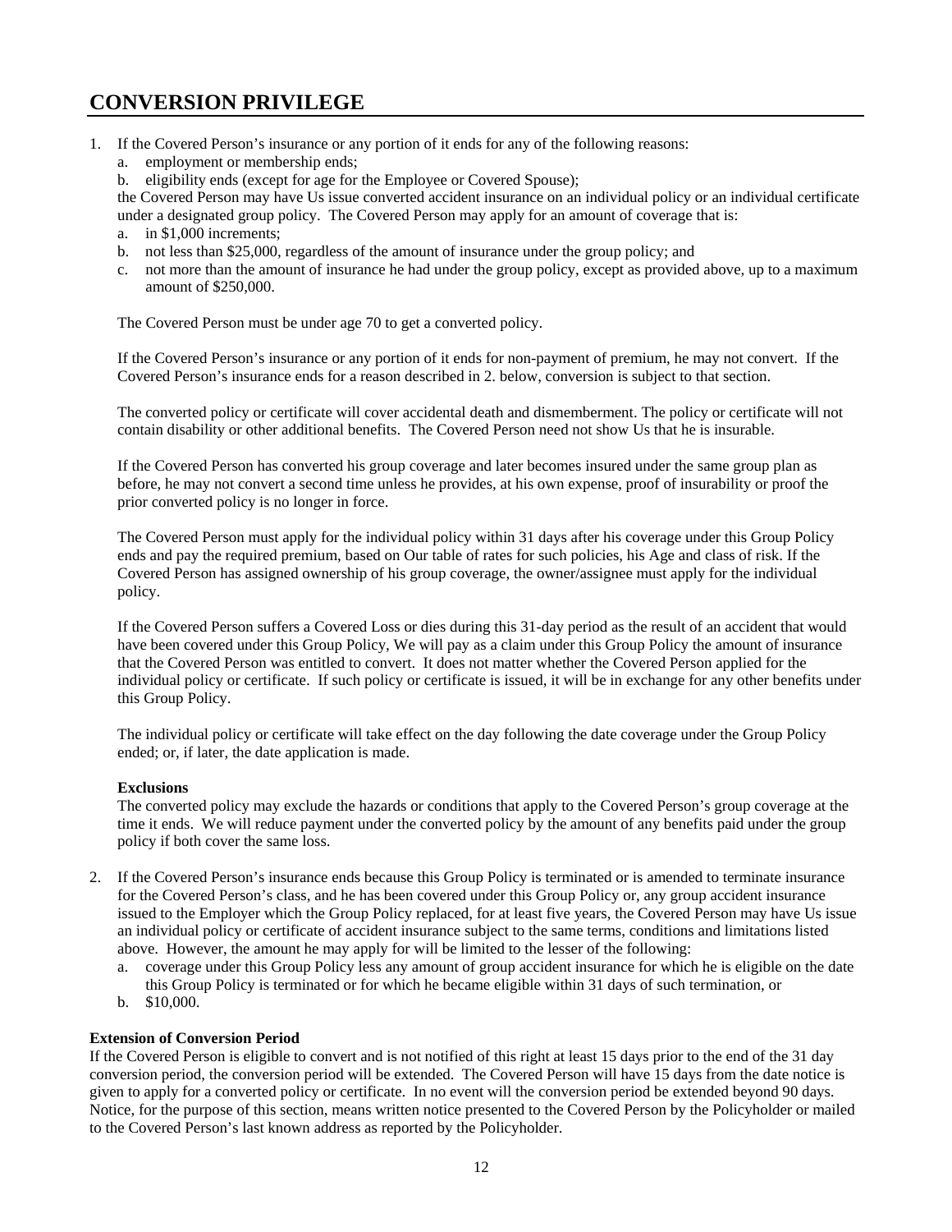# CONVERSION PRIVILEGE

1. If the Covered Person's insurance or any portion of it ends for any of the following reasons:
   a. employment or membership ends;
   b. eligibility ends (except for age for the Employee or Covered Spouse);

   the Covered Person may have Us issue converted accident insurance on an individual policy or an individual certificate under a designated group policy. The Covered Person may apply for an amount of coverage that is:
   a. in $1,000 increments;
   b. not less than $25,000, regardless of the amount of insurance under the group policy; and
   c. not more than the amount of insurance he had under the group policy, except as provided above, up to a maximum amount of $250,000.

   The Covered Person must be under age 70 to get a converted policy.

   If the Covered Person's insurance or any portion of it ends for non-payment of premium, he may not convert. If the Covered Person's insurance ends for a reason described in 2. below, conversion is subject to that section.

   The converted policy or certificate will cover accidental death and dismemberment. The policy or certificate will not contain disability or other additional benefits. The Covered Person need not show Us that he is insurable.

   If the Covered Person has converted his group coverage and later becomes insured under the same group plan as before, he may not convert a second time unless he provides, at his own expense, proof of insurability or proof the prior converted policy is no longer in force.

   The Covered Person must apply for the individual policy within 31 days after his coverage under this Group Policy ends and pay the required premium, based on Our table of rates for such policies, his Age and class of risk. If the Covered Person has assigned ownership of his group coverage, the owner/assignee must apply for the individual policy.

   If the Covered Person suffers a Covered Loss or dies during this 31-day period as the result of an accident that would have been covered under this Group Policy, We will pay as a claim under this Group Policy the amount of insurance that the Covered Person was entitled to convert. It does not matter whether the Covered Person applied for the individual policy or certificate. If such policy or certificate is issued, it will be in exchange for any other benefits under this Group Policy.

   The individual policy or certificate will take effect on the day following the date coverage under the Group Policy ended; or, if later, the date application is made.

   **Exclusions**

   The converted policy may exclude the hazards or conditions that apply to the Covered Person's group coverage at the time it ends. We will reduce payment under the converted policy by the amount of any benefits paid under the group policy if both cover the same loss.

2. If the Covered Person's insurance ends because this Group Policy is terminated or is amended to terminate insurance for the Covered Person's class, and he has been covered under this Group Policy or, any group accident insurance issued to the Employer which the Group Policy replaced, for at least five years, the Covered Person may have Us issue an individual policy or certificate of accident insurance subject to the same terms, conditions and limitations listed above. However, the amount he may apply for will be limited to the lesser of the following:
   a. coverage under this Group Policy less any amount of group accident insurance for which he is eligible on the date this Group Policy is terminated or for which he became eligible within 31 days of such termination, or
   b. $10,000.

**Extension of Conversion Period**

If the Covered Person is eligible to convert and is not notified of this right at least 15 days prior to the end of the 31 day conversion period, the conversion period will be extended. The Covered Person will have 15 days from the date notice is given to apply for a converted policy or certificate. In no event will the conversion period be extended beyond 90 days. Notice, for the purpose of this section, means written notice presented to the Covered Person by the Policyholder or mailed to the Covered Person's last known address as reported by the Policyholder.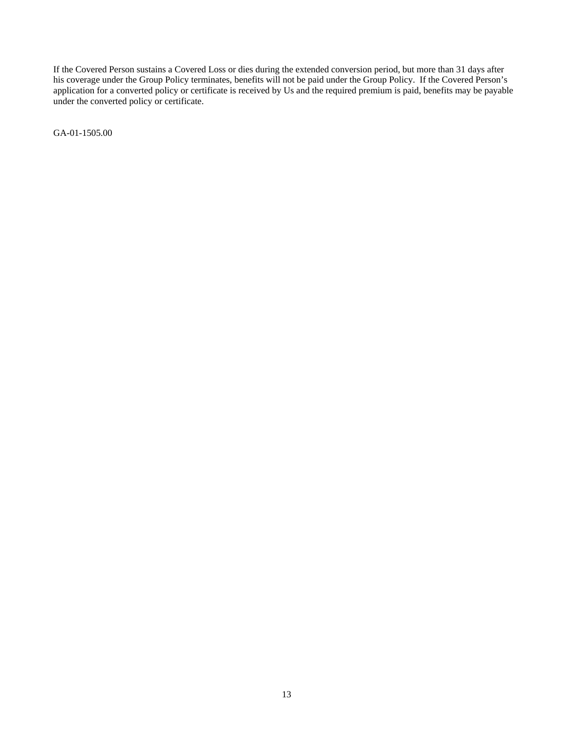If the Covered Person sustains a Covered Loss or dies during the extended conversion period, but more than 31 days after his coverage under the Group Policy terminates, benefits will not be paid under the Group Policy. If the Covered Person's application for a converted policy or certificate is received by Us and the required premium is paid, benefits may be payable under the converted policy or certificate.

GA-01-1505.00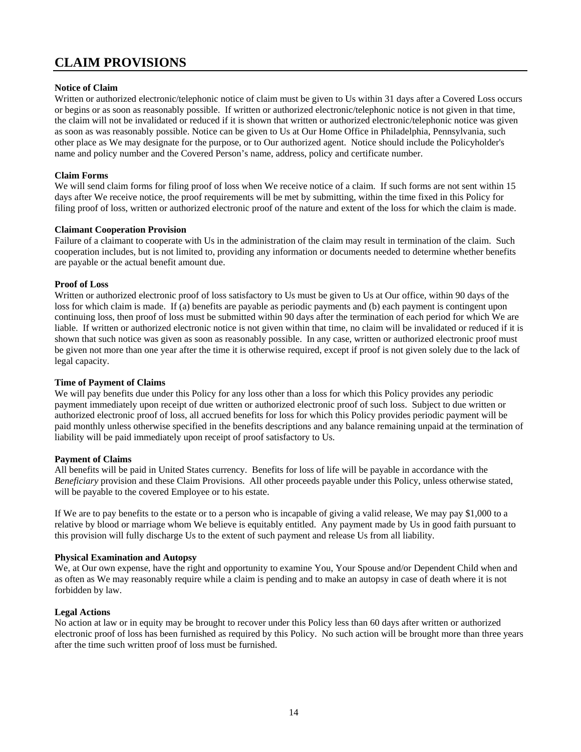# CLAIM PROVISIONS

**Notice of Claim**

Written or authorized electronic/telephonic notice of claim must be given to Us within 31 days after a Covered Loss occurs or begins or as soon as reasonably possible. If written or authorized electronic/telephonic notice is not given in that time, the claim will not be invalidated or reduced if it is shown that written or authorized electronic/telephonic notice was given as soon as was reasonably possible. Notice can be given to Us at Our Home Office in Philadelphia, Pennsylvania, such other place as We may designate for the purpose, or to Our authorized agent. Notice should include the Policyholder's name and policy number and the Covered Person's name, address, policy and certificate number.

**Claim Forms**

We will send claim forms for filing proof of loss when We receive notice of a claim. If such forms are not sent within 15 days after We receive notice, the proof requirements will be met by submitting, within the time fixed in this Policy for filing proof of loss, written or authorized electronic proof of the nature and extent of the loss for which the claim is made.

**Claimant Cooperation Provision**

Failure of a claimant to cooperate with Us in the administration of the claim may result in termination of the claim. Such cooperation includes, but is not limited to, providing any information or documents needed to determine whether benefits are payable or the actual benefit amount due.

**Proof of Loss**

Written or authorized electronic proof of loss satisfactory to Us must be given to Us at Our office, within 90 days of the loss for which claim is made. If (a) benefits are payable as periodic payments and (b) each payment is contingent upon continuing loss, then proof of loss must be submitted within 90 days after the termination of each period for which We are liable. If written or authorized electronic notice is not given within that time, no claim will be invalidated or reduced if it is shown that such notice was given as soon as reasonably possible. In any case, written or authorized electronic proof must be given not more than one year after the time it is otherwise required, except if proof is not given solely due to the lack of legal capacity.

**Time of Payment of Claims**

We will pay benefits due under this Policy for any loss other than a loss for which this Policy provides any periodic payment immediately upon receipt of due written or authorized electronic proof of such loss. Subject to due written or authorized electronic proof of loss, all accrued benefits for loss for which this Policy provides periodic payment will be paid monthly unless otherwise specified in the benefits descriptions and any balance remaining unpaid at the termination of liability will be paid immediately upon receipt of proof satisfactory to Us.

**Payment of Claims**

All benefits will be paid in United States currency. Benefits for loss of life will be payable in accordance with the *Beneficiary* provision and these Claim Provisions. All other proceeds payable under this Policy, unless otherwise stated, will be payable to the covered Employee or to his estate.

If We are to pay benefits to the estate or to a person who is incapable of giving a valid release, We may pay $1,000 to a relative by blood or marriage whom We believe is equitably entitled. Any payment made by Us in good faith pursuant to this provision will fully discharge Us to the extent of such payment and release Us from all liability.

**Physical Examination and Autopsy**

We, at Our own expense, have the right and opportunity to examine You, Your Spouse and/or Dependent Child when and as often as We may reasonably require while a claim is pending and to make an autopsy in case of death where it is not forbidden by law.

**Legal Actions**

No action at law or in equity may be brought to recover under this Policy less than 60 days after written or authorized electronic proof of loss has been furnished as required by this Policy. No such action will be brought more than three years after the time such written proof of loss must be furnished.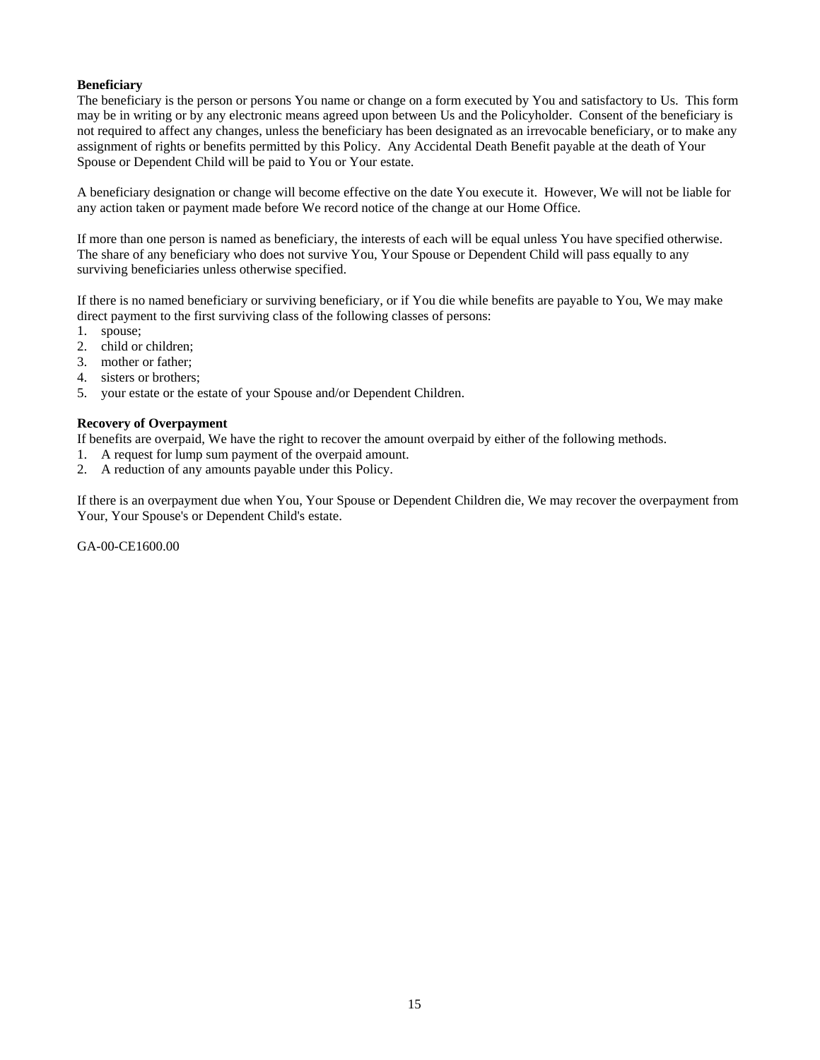**Beneficiary**

The beneficiary is the person or persons You name or change on a form executed by You and satisfactory to Us. This form may be in writing or by any electronic means agreed upon between Us and the Policyholder. Consent of the beneficiary is not required to affect any changes, unless the beneficiary has been designated as an irrevocable beneficiary, or to make any assignment of rights or benefits permitted by this Policy. Any Accidental Death Benefit payable at the death of Your Spouse or Dependent Child will be paid to You or Your estate.

A beneficiary designation or change will become effective on the date You execute it. However, We will not be liable for any action taken or payment made before We record notice of the change at our Home Office.

If more than one person is named as beneficiary, the interests of each will be equal unless You have specified otherwise. The share of any beneficiary who does not survive You, Your Spouse or Dependent Child will pass equally to any surviving beneficiaries unless otherwise specified.

If there is no named beneficiary or surviving beneficiary, or if You die while benefits are payable to You, We may make direct payment to the first surviving class of the following classes of persons:

1. spouse;
2. child or children;
3. mother or father;
4. sisters or brothers;
5. your estate or the estate of your Spouse and/or Dependent Children.

**Recovery of Overpayment**

If benefits are overpaid, We have the right to recover the amount overpaid by either of the following methods.

1. A request for lump sum payment of the overpaid amount.
2. A reduction of any amounts payable under this Policy.

If there is an overpayment due when You, Your Spouse or Dependent Children die, We may recover the overpayment from Your, Your Spouse's or Dependent Child's estate.

GA-00-CE1600.00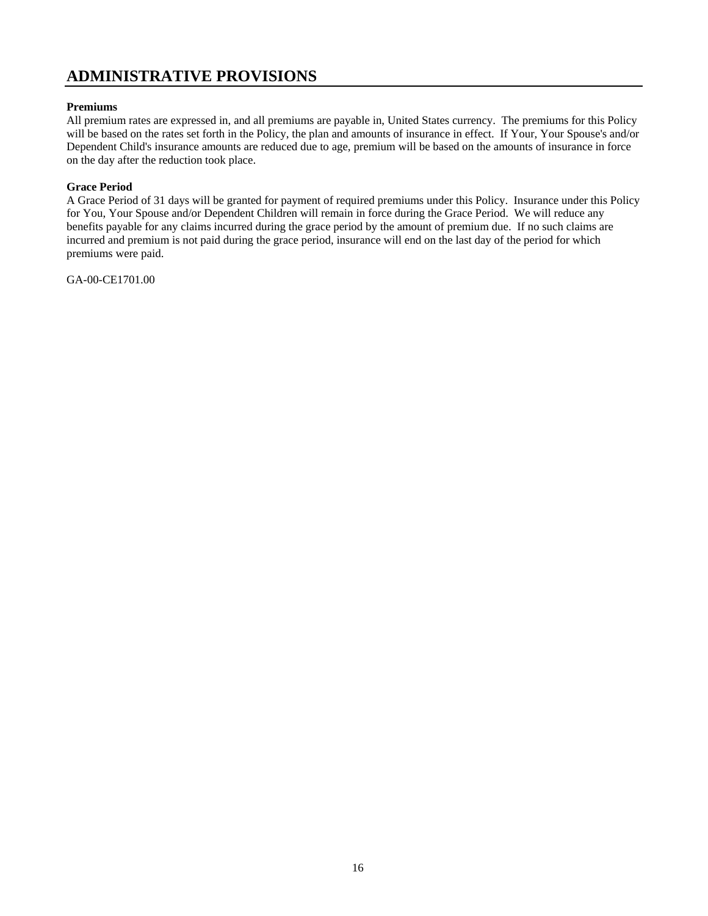# ADMINISTRATIVE PROVISIONS

**Premiums**

All premium rates are expressed in, and all premiums are payable in, United States currency. The premiums for this Policy will be based on the rates set forth in the Policy, the plan and amounts of insurance in effect. If Your, Your Spouse's and/or Dependent Child's insurance amounts are reduced due to age, premium will be based on the amounts of insurance in force on the day after the reduction took place.

**Grace Period**

A Grace Period of 31 days will be granted for payment of required premiums under this Policy. Insurance under this Policy for You, Your Spouse and/or Dependent Children will remain in force during the Grace Period. We will reduce any benefits payable for any claims incurred during the grace period by the amount of premium due. If no such claims are incurred and premium is not paid during the grace period, insurance will end on the last day of the period for which premiums were paid.

GA-00-CE1701.00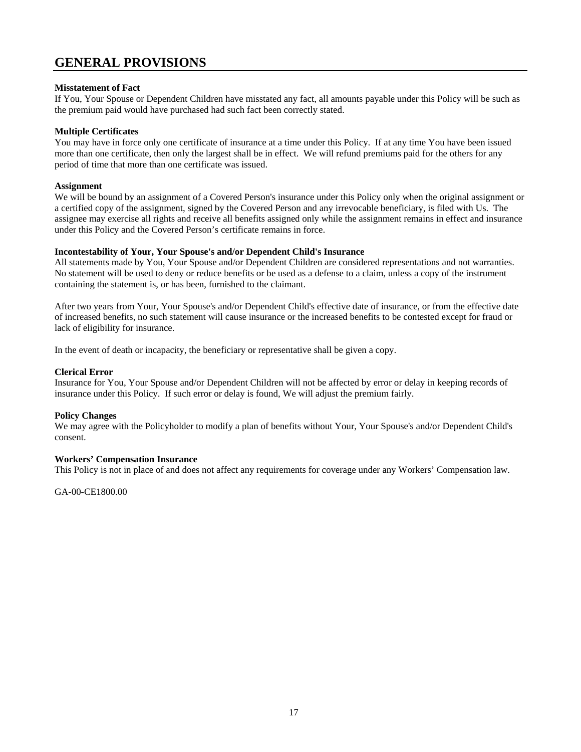# GENERAL PROVISIONS

**Misstatement of Fact**
If You, Your Spouse or Dependent Children have misstated any fact, all amounts payable under this Policy will be such as the premium paid would have purchased had such fact been correctly stated.

**Multiple Certificates**
You may have in force only one certificate of insurance at a time under this Policy. If at any time You have been issued more than one certificate, then only the largest shall be in effect. We will refund premiums paid for the others for any period of time that more than one certificate was issued.

**Assignment**
We will be bound by an assignment of a Covered Person's insurance under this Policy only when the original assignment or a certified copy of the assignment, signed by the Covered Person and any irrevocable beneficiary, is filed with Us. The assignee may exercise all rights and receive all benefits assigned only while the assignment remains in effect and insurance under this Policy and the Covered Person's certificate remains in force.

**Incontestability of Your, Your Spouse's and/or Dependent Child's Insurance**
All statements made by You, Your Spouse and/or Dependent Children are considered representations and not warranties. No statement will be used to deny or reduce benefits or be used as a defense to a claim, unless a copy of the instrument containing the statement is, or has been, furnished to the claimant.

After two years from Your, Your Spouse's and/or Dependent Child's effective date of insurance, or from the effective date of increased benefits, no such statement will cause insurance or the increased benefits to be contested except for fraud or lack of eligibility for insurance.

In the event of death or incapacity, the beneficiary or representative shall be given a copy.

**Clerical Error**
Insurance for You, Your Spouse and/or Dependent Children will not be affected by error or delay in keeping records of insurance under this Policy. If such error or delay is found, We will adjust the premium fairly.

**Policy Changes**
We may agree with the Policyholder to modify a plan of benefits without Your, Your Spouse's and/or Dependent Child's consent.

**Workers' Compensation Insurance**
This Policy is not in place of and does not affect any requirements for coverage under any Workers' Compensation law.

GA-00-CE1800.00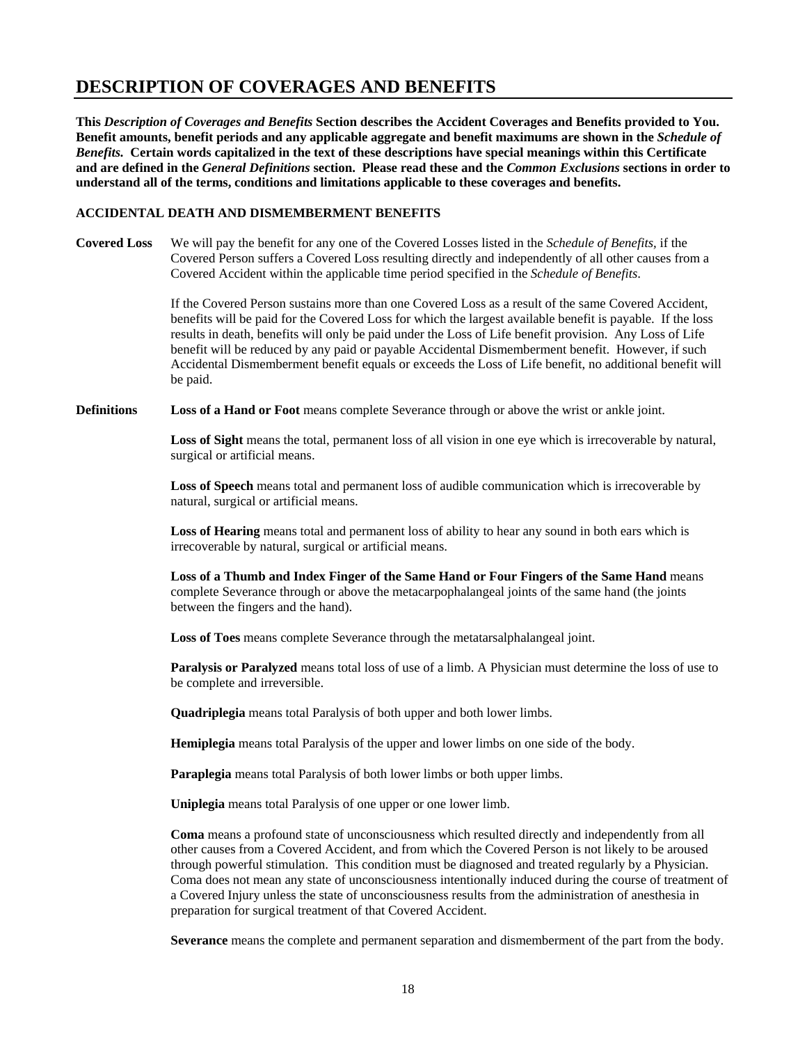# DESCRIPTION OF COVERAGES AND BENEFITS

**This *Description of Coverages and Benefits* Section describes the Accident Coverages and Benefits provided to You. Benefit amounts, benefit periods and any applicable aggregate and benefit maximums are shown in the *Schedule of Benefits.* Certain words capitalized in the text of these descriptions have special meanings within this Certificate and are defined in the *General Definitions* section. Please read these and the *Common Exclusions* sections in order to understand all of the terms, conditions and limitations applicable to these coverages and benefits.**

### ACCIDENTAL DEATH AND DISMEMBERMENT BENEFITS

**Covered Loss**

We will pay the benefit for any one of the Covered Losses listed in the *Schedule of Benefits*, if the Covered Person suffers a Covered Loss resulting directly and independently of all other causes from a Covered Accident within the applicable time period specified in the *Schedule of Benefits*.

If the Covered Person sustains more than one Covered Loss as a result of the same Covered Accident, benefits will be paid for the Covered Loss for which the largest available benefit is payable. If the loss results in death, benefits will only be paid under the Loss of Life benefit provision. Any Loss of Life benefit will be reduced by any paid or payable Accidental Dismemberment benefit. However, if such Accidental Dismemberment benefit equals or exceeds the Loss of Life benefit, no additional benefit will be paid.

**Definitions**

**Loss of a Hand or Foot** means complete Severance through or above the wrist or ankle joint.

**Loss of Sight** means the total, permanent loss of all vision in one eye which is irrecoverable by natural, surgical or artificial means.

**Loss of Speech** means total and permanent loss of audible communication which is irrecoverable by natural, surgical or artificial means.

**Loss of Hearing** means total and permanent loss of ability to hear any sound in both ears which is irrecoverable by natural, surgical or artificial means.

**Loss of a Thumb and Index Finger of the Same Hand or Four Fingers of the Same Hand** means complete Severance through or above the metacarpophalangeal joints of the same hand (the joints between the fingers and the hand).

**Loss of Toes** means complete Severance through the metatarsalphalangeal joint.

**Paralysis or Paralyzed** means total loss of use of a limb. A Physician must determine the loss of use to be complete and irreversible.

**Quadriplegia** means total Paralysis of both upper and both lower limbs.

**Hemiplegia** means total Paralysis of the upper and lower limbs on one side of the body.

**Paraplegia** means total Paralysis of both lower limbs or both upper limbs.

**Uniplegia** means total Paralysis of one upper or one lower limb.

**Coma** means a profound state of unconsciousness which resulted directly and independently from all other causes from a Covered Accident, and from which the Covered Person is not likely to be aroused through powerful stimulation. This condition must be diagnosed and treated regularly by a Physician. Coma does not mean any state of unconsciousness intentionally induced during the course of treatment of a Covered Injury unless the state of unconsciousness results from the administration of anesthesia in preparation for surgical treatment of that Covered Accident.

**Severance** means the complete and permanent separation and dismemberment of the part from the body.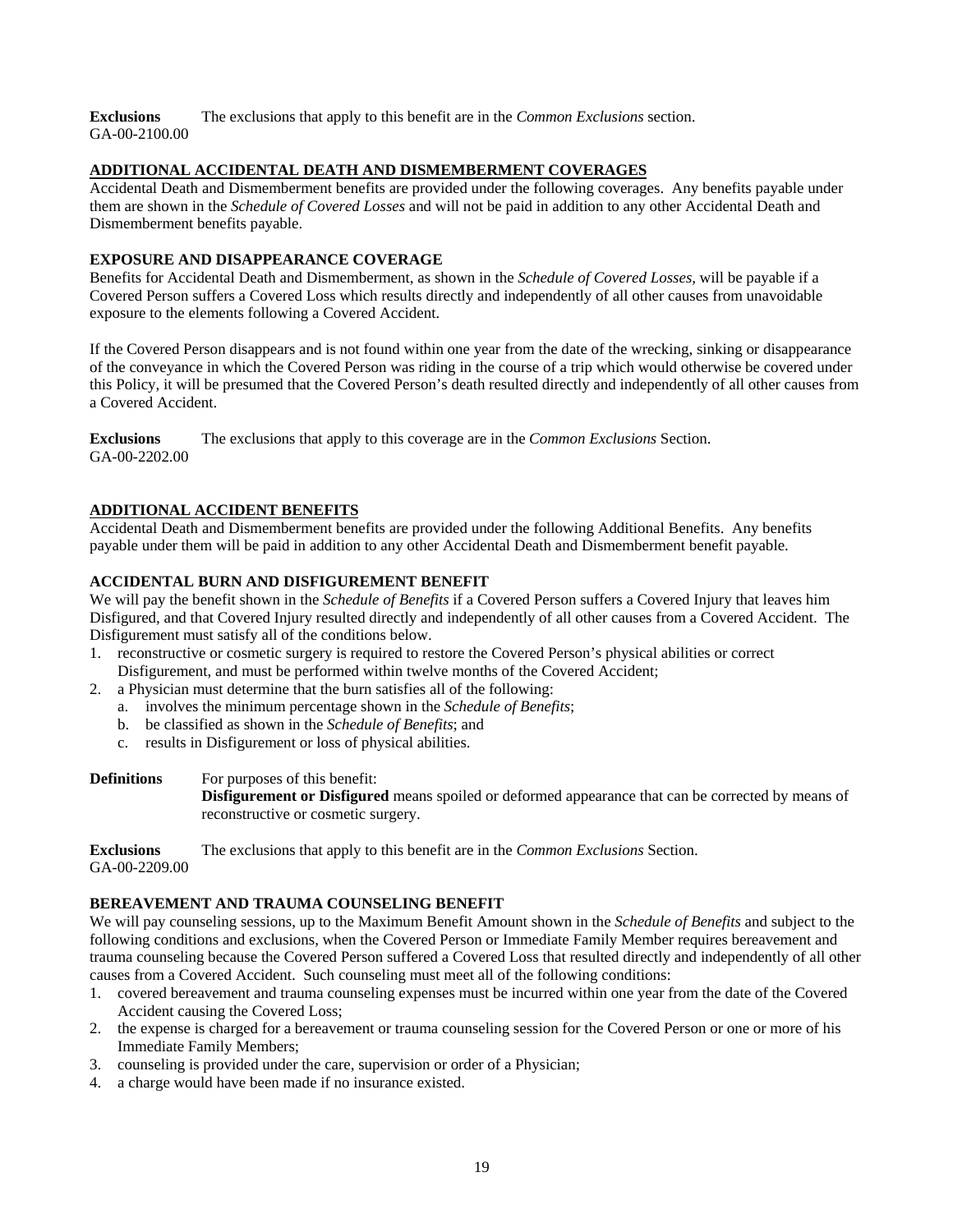**Exclusions** The exclusions that apply to this benefit are in the *Common Exclusions* section.
GA-00-2100.00

## ADDITIONAL ACCIDENTAL DEATH AND DISMEMBERMENT COVERAGES

Accidental Death and Dismemberment benefits are provided under the following coverages. Any benefits payable under them are shown in the *Schedule of Covered Losses* and will not be paid in addition to any other Accidental Death and Dismemberment benefits payable.

### EXPOSURE AND DISAPPEARANCE COVERAGE

Benefits for Accidental Death and Dismemberment, as shown in the *Schedule of Covered Losses*, will be payable if a Covered Person suffers a Covered Loss which results directly and independently of all other causes from unavoidable exposure to the elements following a Covered Accident.

If the Covered Person disappears and is not found within one year from the date of the wrecking, sinking or disappearance of the conveyance in which the Covered Person was riding in the course of a trip which would otherwise be covered under this Policy, it will be presumed that the Covered Person's death resulted directly and independently of all other causes from a Covered Accident.

**Exclusions** The exclusions that apply to this coverage are in the *Common Exclusions* Section.
GA-00-2202.00

## ADDITIONAL ACCIDENT BENEFITS

Accidental Death and Dismemberment benefits are provided under the following Additional Benefits. Any benefits payable under them will be paid in addition to any other Accidental Death and Dismemberment benefit payable.

### ACCIDENTAL BURN AND DISFIGUREMENT BENEFIT

We will pay the benefit shown in the *Schedule of Benefits* if a Covered Person suffers a Covered Injury that leaves him Disfigured, and that Covered Injury resulted directly and independently of all other causes from a Covered Accident. The Disfigurement must satisfy all of the conditions below.

1. reconstructive or cosmetic surgery is required to restore the Covered Person's physical abilities or correct Disfigurement, and must be performed within twelve months of the Covered Accident;
2. a Physician must determine that the burn satisfies all of the following:
   a. involves the minimum percentage shown in the *Schedule of Benefits*;
   b. be classified as shown in the *Schedule of Benefits*; and
   c. results in Disfigurement or loss of physical abilities.

**Definitions** For purposes of this benefit:
**Disfigurement or Disfigured** means spoiled or deformed appearance that can be corrected by means of reconstructive or cosmetic surgery.

**Exclusions** The exclusions that apply to this benefit are in the *Common Exclusions* Section.
GA-00-2209.00

### BEREAVEMENT AND TRAUMA COUNSELING BENEFIT

We will pay counseling sessions, up to the Maximum Benefit Amount shown in the *Schedule of Benefits* and subject to the following conditions and exclusions, when the Covered Person or Immediate Family Member requires bereavement and trauma counseling because the Covered Person suffered a Covered Loss that resulted directly and independently of all other causes from a Covered Accident. Such counseling must meet all of the following conditions:

1. covered bereavement and trauma counseling expenses must be incurred within one year from the date of the Covered Accident causing the Covered Loss;
2. the expense is charged for a bereavement or trauma counseling session for the Covered Person or one or more of his Immediate Family Members;
3. counseling is provided under the care, supervision or order of a Physician;
4. a charge would have been made if no insurance existed.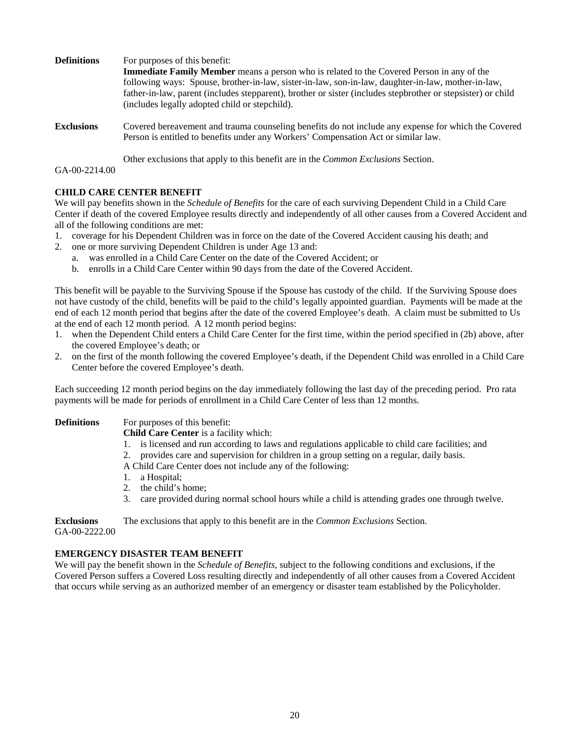**Definitions** For purposes of this benefit:

**Immediate Family Member** means a person who is related to the Covered Person in any of the following ways: Spouse, brother-in-law, sister-in-law, son-in-law, daughter-in-law, mother-in-law, father-in-law, parent (includes stepparent), brother or sister (includes stepbrother or stepsister) or child (includes legally adopted child or stepchild).

**Exclusions** Covered bereavement and trauma counseling benefits do not include any expense for which the Covered Person is entitled to benefits under any Workers' Compensation Act or similar law.

Other exclusions that apply to this benefit are in the *Common Exclusions* Section.

GA-00-2214.00

**CHILD CARE CENTER BENEFIT**

We will pay benefits shown in the *Schedule of Benefits* for the care of each surviving Dependent Child in a Child Care Center if death of the covered Employee results directly and independently of all other causes from a Covered Accident and all of the following conditions are met:

1. coverage for his Dependent Children was in force on the date of the Covered Accident causing his death; and
2. one or more surviving Dependent Children is under Age 13 and:
   a. was enrolled in a Child Care Center on the date of the Covered Accident; or
   b. enrolls in a Child Care Center within 90 days from the date of the Covered Accident.

This benefit will be payable to the Surviving Spouse if the Spouse has custody of the child. If the Surviving Spouse does not have custody of the child, benefits will be paid to the child's legally appointed guardian. Payments will be made at the end of each 12 month period that begins after the date of the covered Employee's death. A claim must be submitted to Us at the end of each 12 month period. A 12 month period begins:

1. when the Dependent Child enters a Child Care Center for the first time, within the period specified in (2b) above, after the covered Employee's death; or
2. on the first of the month following the covered Employee's death, if the Dependent Child was enrolled in a Child Care Center before the covered Employee's death.

Each succeeding 12 month period begins on the day immediately following the last day of the preceding period. Pro rata payments will be made for periods of enrollment in a Child Care Center of less than 12 months.

**Definitions** For purposes of this benefit:

**Child Care Center** is a facility which:

1. is licensed and run according to laws and regulations applicable to child care facilities; and
2. provides care and supervision for children in a group setting on a regular, daily basis.

A Child Care Center does not include any of the following:

1. a Hospital;
2. the child's home;
3. care provided during normal school hours while a child is attending grades one through twelve.

**Exclusions** The exclusions that apply to this benefit are in the *Common Exclusions* Section.

GA-00-2222.00

**EMERGENCY DISASTER TEAM BENEFIT**

We will pay the benefit shown in the *Schedule of Benefits*, subject to the following conditions and exclusions, if the Covered Person suffers a Covered Loss resulting directly and independently of all other causes from a Covered Accident that occurs while serving as an authorized member of an emergency or disaster team established by the Policyholder.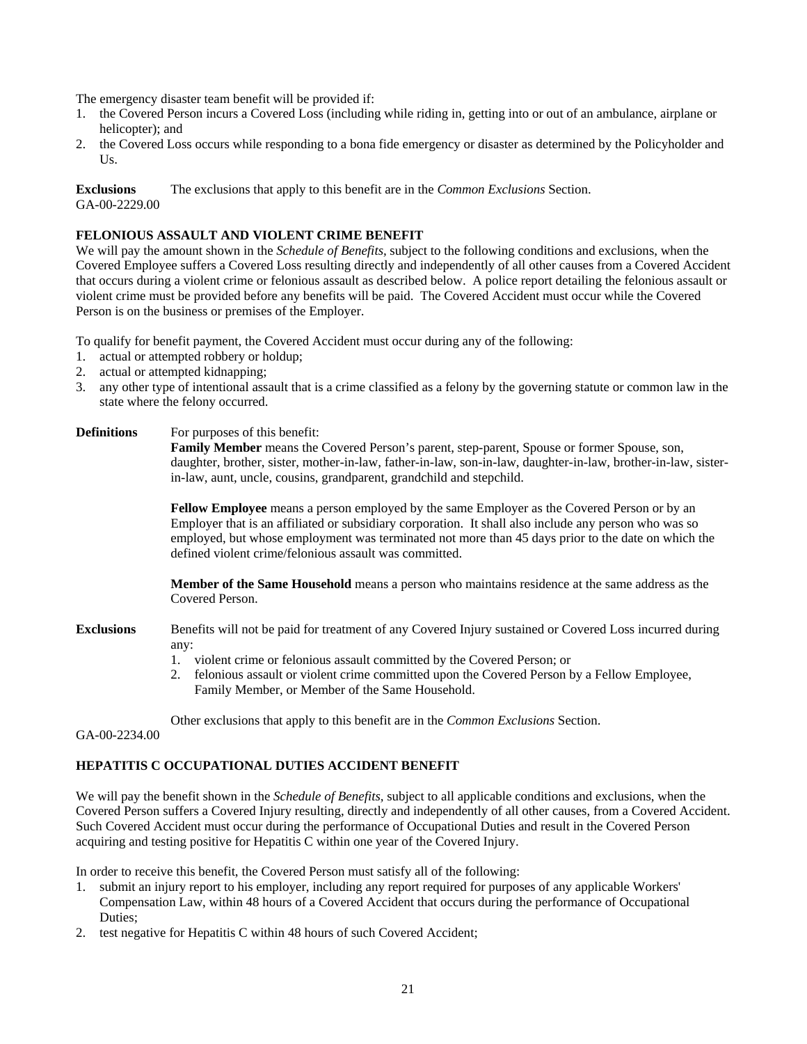The emergency disaster team benefit will be provided if:

1. the Covered Person incurs a Covered Loss (including while riding in, getting into or out of an ambulance, airplane or helicopter); and
2. the Covered Loss occurs while responding to a bona fide emergency or disaster as determined by the Policyholder and Us.

**Exclusions** The exclusions that apply to this benefit are in the *Common Exclusions* Section.

GA-00-2229.00

**FELONIOUS ASSAULT AND VIOLENT CRIME BENEFIT**

We will pay the amount shown in the *Schedule of Benefits*, subject to the following conditions and exclusions, when the Covered Employee suffers a Covered Loss resulting directly and independently of all other causes from a Covered Accident that occurs during a violent crime or felonious assault as described below. A police report detailing the felonious assault or violent crime must be provided before any benefits will be paid. The Covered Accident must occur while the Covered Person is on the business or premises of the Employer.

To qualify for benefit payment, the Covered Accident must occur during any of the following:

1. actual or attempted robbery or holdup;
2. actual or attempted kidnapping;
3. any other type of intentional assault that is a crime classified as a felony by the governing statute or common law in the state where the felony occurred.

**Definitions** For purposes of this benefit:

**Family Member** means the Covered Person's parent, step-parent, Spouse or former Spouse, son, daughter, brother, sister, mother-in-law, father-in-law, son-in-law, daughter-in-law, brother-in-law, sister-in-law, aunt, uncle, cousins, grandparent, grandchild and stepchild.

**Fellow Employee** means a person employed by the same Employer as the Covered Person or by an Employer that is an affiliated or subsidiary corporation. It shall also include any person who was so employed, but whose employment was terminated not more than 45 days prior to the date on which the defined violent crime/felonious assault was committed.

**Member of the Same Household** means a person who maintains residence at the same address as the Covered Person.

**Exclusions** Benefits will not be paid for treatment of any Covered Injury sustained or Covered Loss incurred during any:

1. violent crime or felonious assault committed by the Covered Person; or
2. felonious assault or violent crime committed upon the Covered Person by a Fellow Employee, Family Member, or Member of the Same Household.

Other exclusions that apply to this benefit are in the *Common Exclusions* Section.

GA-00-2234.00

**HEPATITIS C OCCUPATIONAL DUTIES ACCIDENT BENEFIT**

We will pay the benefit shown in the *Schedule of Benefits*, subject to all applicable conditions and exclusions, when the Covered Person suffers a Covered Injury resulting, directly and independently of all other causes, from a Covered Accident. Such Covered Accident must occur during the performance of Occupational Duties and result in the Covered Person acquiring and testing positive for Hepatitis C within one year of the Covered Injury.

In order to receive this benefit, the Covered Person must satisfy all of the following:

1. submit an injury report to his employer, including any report required for purposes of any applicable Workers' Compensation Law, within 48 hours of a Covered Accident that occurs during the performance of Occupational Duties;
2. test negative for Hepatitis C within 48 hours of such Covered Accident;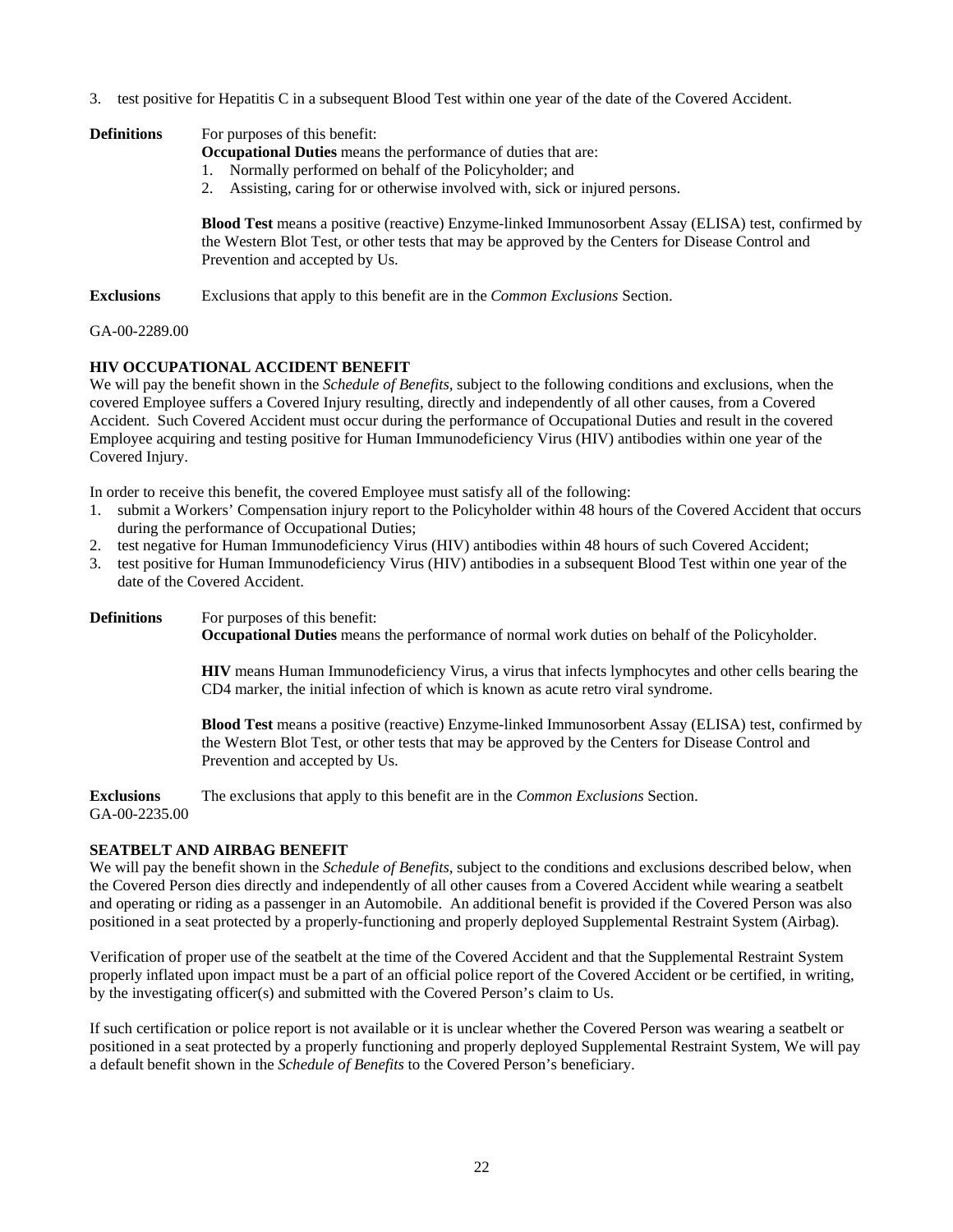3. test positive for Hepatitis C in a subsequent Blood Test within one year of the date of the Covered Accident.

**Definitions** For purposes of this benefit:

**Occupational Duties** means the performance of duties that are:

1. Normally performed on behalf of the Policyholder; and
2. Assisting, caring for or otherwise involved with, sick or injured persons.

**Blood Test** means a positive (reactive) Enzyme-linked Immunosorbent Assay (ELISA) test, confirmed by the Western Blot Test, or other tests that may be approved by the Centers for Disease Control and Prevention and accepted by Us.

**Exclusions** Exclusions that apply to this benefit are in the *Common Exclusions* Section.

GA-00-2289.00

**HIV OCCUPATIONAL ACCIDENT BENEFIT**

We will pay the benefit shown in the *Schedule of Benefits*, subject to the following conditions and exclusions, when the covered Employee suffers a Covered Injury resulting, directly and independently of all other causes, from a Covered Accident. Such Covered Accident must occur during the performance of Occupational Duties and result in the covered Employee acquiring and testing positive for Human Immunodeficiency Virus (HIV) antibodies within one year of the Covered Injury.

In order to receive this benefit, the covered Employee must satisfy all of the following:

1. submit a Workers' Compensation injury report to the Policyholder within 48 hours of the Covered Accident that occurs during the performance of Occupational Duties;
2. test negative for Human Immunodeficiency Virus (HIV) antibodies within 48 hours of such Covered Accident;
3. test positive for Human Immunodeficiency Virus (HIV) antibodies in a subsequent Blood Test within one year of the date of the Covered Accident.

**Definitions** For purposes of this benefit:

**Occupational Duties** means the performance of normal work duties on behalf of the Policyholder.

**HIV** means Human Immunodeficiency Virus, a virus that infects lymphocytes and other cells bearing the CD4 marker, the initial infection of which is known as acute retro viral syndrome.

**Blood Test** means a positive (reactive) Enzyme-linked Immunosorbent Assay (ELISA) test, confirmed by the Western Blot Test, or other tests that may be approved by the Centers for Disease Control and Prevention and accepted by Us.

**Exclusions** The exclusions that apply to this benefit are in the *Common Exclusions* Section.

GA-00-2235.00

**SEATBELT AND AIRBAG BENEFIT**

We will pay the benefit shown in the *Schedule of Benefits*, subject to the conditions and exclusions described below, when the Covered Person dies directly and independently of all other causes from a Covered Accident while wearing a seatbelt and operating or riding as a passenger in an Automobile. An additional benefit is provided if the Covered Person was also positioned in a seat protected by a properly-functioning and properly deployed Supplemental Restraint System (Airbag).

Verification of proper use of the seatbelt at the time of the Covered Accident and that the Supplemental Restraint System properly inflated upon impact must be a part of an official police report of the Covered Accident or be certified, in writing, by the investigating officer(s) and submitted with the Covered Person's claim to Us.

If such certification or police report is not available or it is unclear whether the Covered Person was wearing a seatbelt or positioned in a seat protected by a properly functioning and properly deployed Supplemental Restraint System, We will pay a default benefit shown in the *Schedule of Benefits* to the Covered Person's beneficiary.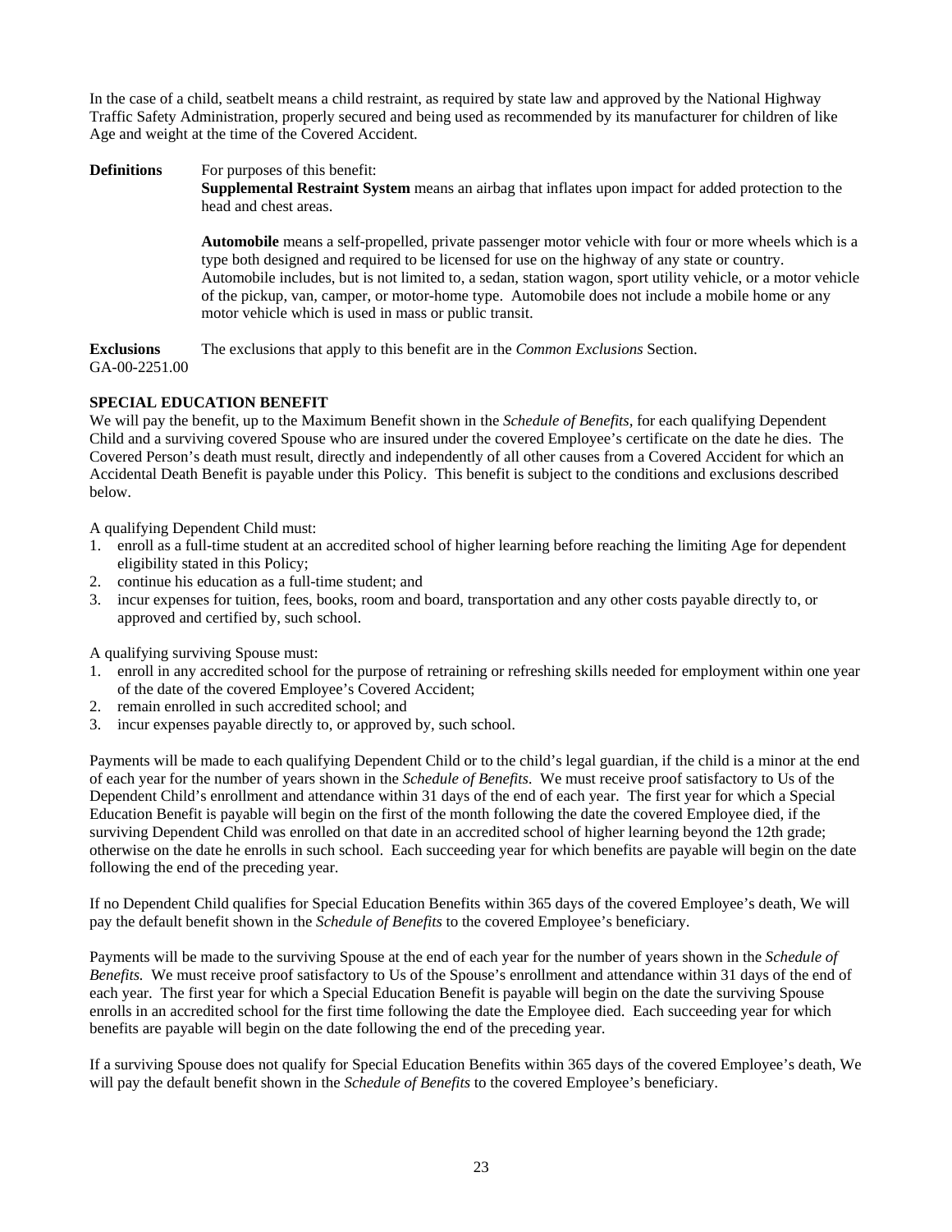In the case of a child, seatbelt means a child restraint, as required by state law and approved by the National Highway Traffic Safety Administration, properly secured and being used as recommended by its manufacturer for children of like Age and weight at the time of the Covered Accident.

**Definitions** For purposes of this benefit:

**Supplemental Restraint System** means an airbag that inflates upon impact for added protection to the head and chest areas.

**Automobile** means a self-propelled, private passenger motor vehicle with four or more wheels which is a type both designed and required to be licensed for use on the highway of any state or country. Automobile includes, but is not limited to, a sedan, station wagon, sport utility vehicle, or a motor vehicle of the pickup, van, camper, or motor-home type. Automobile does not include a mobile home or any motor vehicle which is used in mass or public transit.

**Exclusions** The exclusions that apply to this benefit are in the *Common Exclusions* Section.

GA-00-2251.00

**SPECIAL EDUCATION BENEFIT**

We will pay the benefit, up to the Maximum Benefit shown in the *Schedule of Benefits,* for each qualifying Dependent Child and a surviving covered Spouse who are insured under the covered Employee's certificate on the date he dies. The Covered Person's death must result, directly and independently of all other causes from a Covered Accident for which an Accidental Death Benefit is payable under this Policy. This benefit is subject to the conditions and exclusions described below.

A qualifying Dependent Child must:

1. enroll as a full-time student at an accredited school of higher learning before reaching the limiting Age for dependent eligibility stated in this Policy;
2. continue his education as a full-time student; and
3. incur expenses for tuition, fees, books, room and board, transportation and any other costs payable directly to, or approved and certified by, such school.

A qualifying surviving Spouse must:

1. enroll in any accredited school for the purpose of retraining or refreshing skills needed for employment within one year of the date of the covered Employee's Covered Accident;
2. remain enrolled in such accredited school; and
3. incur expenses payable directly to, or approved by, such school.

Payments will be made to each qualifying Dependent Child or to the child's legal guardian, if the child is a minor at the end of each year for the number of years shown in the *Schedule of Benefits.* We must receive proof satisfactory to Us of the Dependent Child's enrollment and attendance within 31 days of the end of each year. The first year for which a Special Education Benefit is payable will begin on the first of the month following the date the covered Employee died, if the surviving Dependent Child was enrolled on that date in an accredited school of higher learning beyond the 12th grade; otherwise on the date he enrolls in such school. Each succeeding year for which benefits are payable will begin on the date following the end of the preceding year.

If no Dependent Child qualifies for Special Education Benefits within 365 days of the covered Employee's death, We will pay the default benefit shown in the *Schedule of Benefits* to the covered Employee's beneficiary.

Payments will be made to the surviving Spouse at the end of each year for the number of years shown in the *Schedule of Benefits.* We must receive proof satisfactory to Us of the Spouse's enrollment and attendance within 31 days of the end of each year. The first year for which a Special Education Benefit is payable will begin on the date the surviving Spouse enrolls in an accredited school for the first time following the date the Employee died. Each succeeding year for which benefits are payable will begin on the date following the end of the preceding year.

If a surviving Spouse does not qualify for Special Education Benefits within 365 days of the covered Employee's death, We will pay the default benefit shown in the *Schedule of Benefits* to the covered Employee's beneficiary.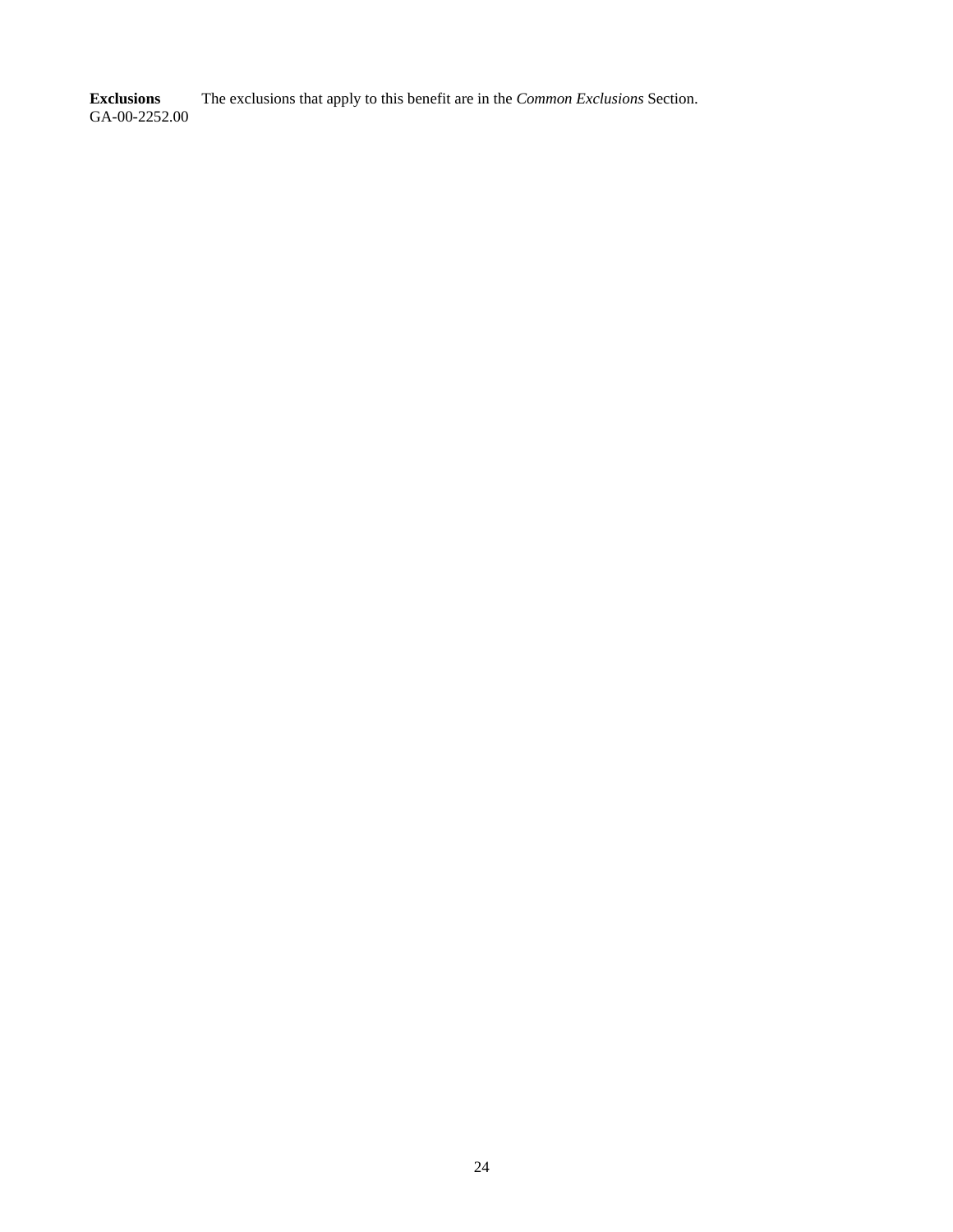**Exclusions** The exclusions that apply to this benefit are in the *Common Exclusions* Section.
GA-00-2252.00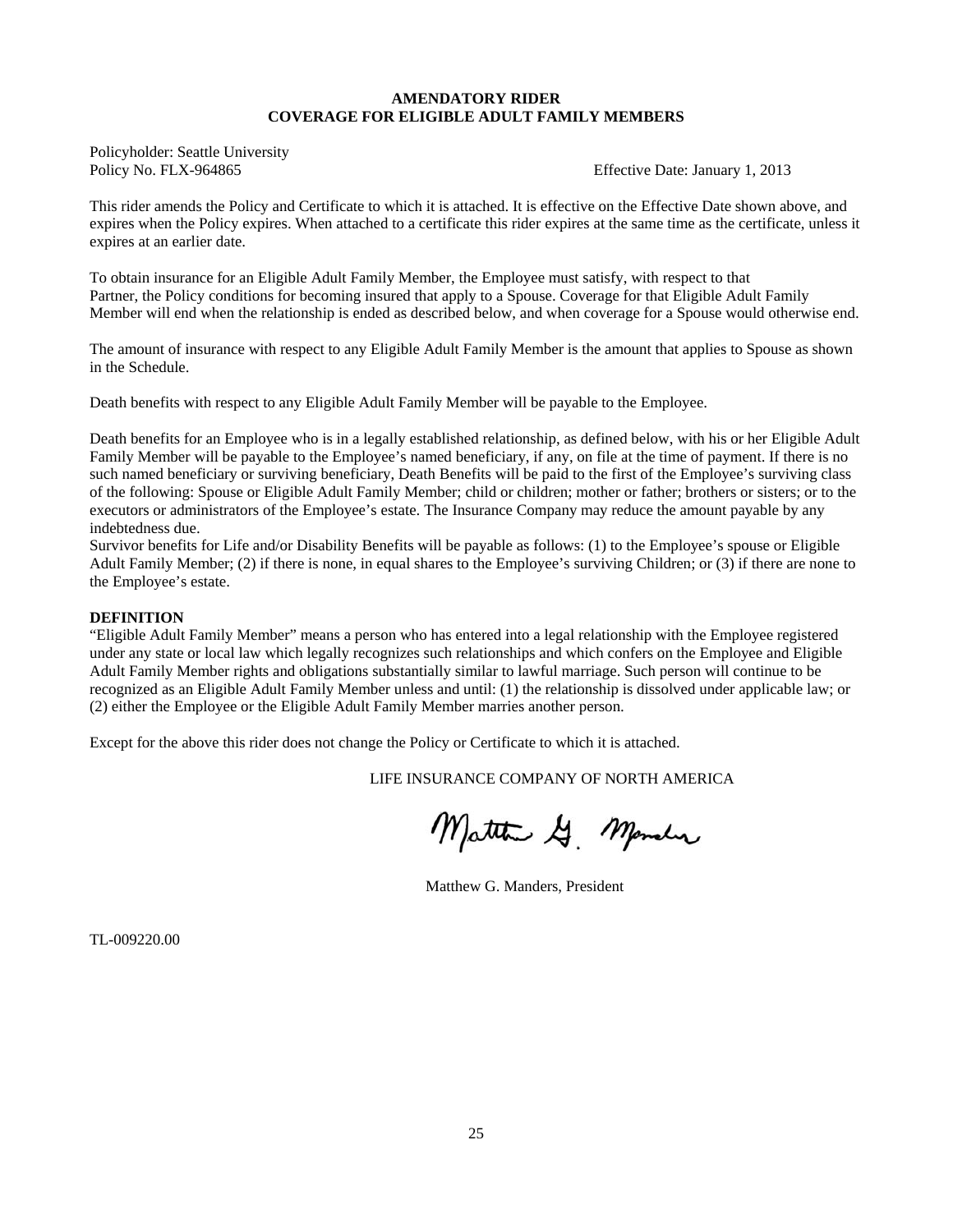# AMENDATORY RIDER
## COVERAGE FOR ELIGIBLE ADULT FAMILY MEMBERS

Policyholder: Seattle University
Policy No. FLX-964865 Effective Date: January 1, 2013

This rider amends the Policy and Certificate to which it is attached. It is effective on the Effective Date shown above, and expires when the Policy expires. When attached to a certificate this rider expires at the same time as the certificate, unless it expires at an earlier date.

To obtain insurance for an Eligible Adult Family Member, the Employee must satisfy, with respect to that Partner, the Policy conditions for becoming insured that apply to a Spouse. Coverage for that Eligible Adult Family Member will end when the relationship is ended as described below, and when coverage for a Spouse would otherwise end.

The amount of insurance with respect to any Eligible Adult Family Member is the amount that applies to Spouse as shown in the Schedule.

Death benefits with respect to any Eligible Adult Family Member will be payable to the Employee.

Death benefits for an Employee who is in a legally established relationship, as defined below, with his or her Eligible Adult Family Member will be payable to the Employee's named beneficiary, if any, on file at the time of payment. If there is no such named beneficiary or surviving beneficiary, Death Benefits will be paid to the first of the Employee's surviving class of the following: Spouse or Eligible Adult Family Member; child or children; mother or father; brothers or sisters; or to the executors or administrators of the Employee's estate. The Insurance Company may reduce the amount payable by any indebtedness due.
Survivor benefits for Life and/or Disability Benefits will be payable as follows: (1) to the Employee's spouse or Eligible Adult Family Member; (2) if there is none, in equal shares to the Employee's surviving Children; or (3) if there are none to the Employee's estate.

**DEFINITION**
"Eligible Adult Family Member" means a person who has entered into a legal relationship with the Employee registered under any state or local law which legally recognizes such relationships and which confers on the Employee and Eligible Adult Family Member rights and obligations substantially similar to lawful marriage. Such person will continue to be recognized as an Eligible Adult Family Member unless and until: (1) the relationship is dissolved under applicable law; or (2) either the Employee or the Eligible Adult Family Member marries another person.

Except for the above this rider does not change the Policy or Certificate to which it is attached.

LIFE INSURANCE COMPANY OF NORTH AMERICA

Matthew G. Manders, President

TL-009220.00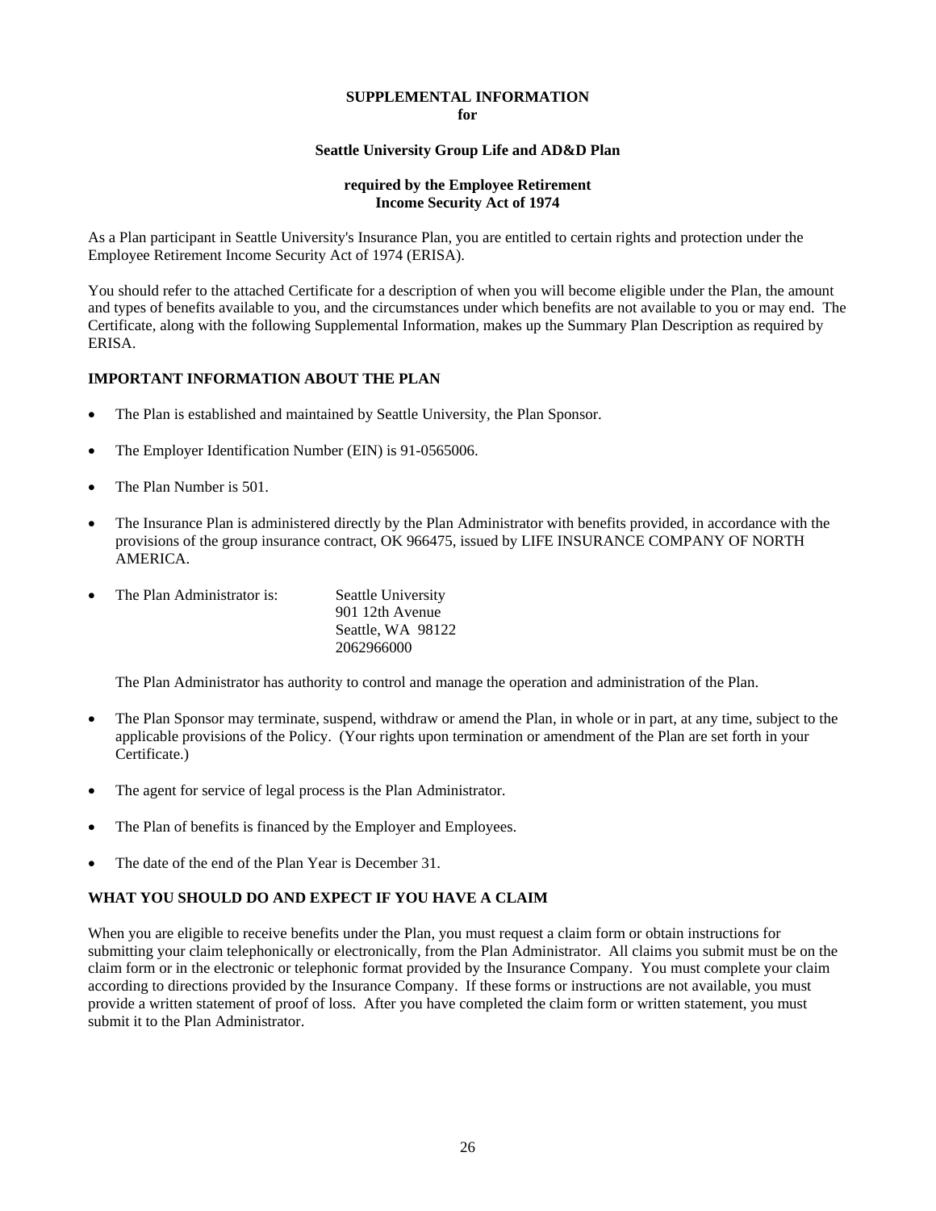# SUPPLEMENTAL INFORMATION for

## Seattle University Group Life and AD&D Plan

### required by the Employee Retirement Income Security Act of 1974

As a Plan participant in Seattle University's Insurance Plan, you are entitled to certain rights and protection under the Employee Retirement Income Security Act of 1974 (ERISA).

You should refer to the attached Certificate for a description of when you will become eligible under the Plan, the amount and types of benefits available to you, and the circumstances under which benefits are not available to you or may end. The Certificate, along with the following Supplemental Information, makes up the Summary Plan Description as required by ERISA.

## IMPORTANT INFORMATION ABOUT THE PLAN

- The Plan is established and maintained by Seattle University, the Plan Sponsor.
- The Employer Identification Number (EIN) is 91-0565006.
- The Plan Number is 501.
- The Insurance Plan is administered directly by the Plan Administrator with benefits provided, in accordance with the provisions of the group insurance contract, OK 966475, issued by LIFE INSURANCE COMPANY OF NORTH AMERICA.
- The Plan Administrator is: Seattle University
  901 12th Avenue
  Seattle, WA 98122
  2062966000

  The Plan Administrator has authority to control and manage the operation and administration of the Plan.

- The Plan Sponsor may terminate, suspend, withdraw or amend the Plan, in whole or in part, at any time, subject to the applicable provisions of the Policy. (Your rights upon termination or amendment of the Plan are set forth in your Certificate.)
- The agent for service of legal process is the Plan Administrator.
- The Plan of benefits is financed by the Employer and Employees.
- The date of the end of the Plan Year is December 31.

## WHAT YOU SHOULD DO AND EXPECT IF YOU HAVE A CLAIM

When you are eligible to receive benefits under the Plan, you must request a claim form or obtain instructions for submitting your claim telephonically or electronically, from the Plan Administrator. All claims you submit must be on the claim form or in the electronic or telephonic format provided by the Insurance Company. You must complete your claim according to directions provided by the Insurance Company. If these forms or instructions are not available, you must provide a written statement of proof of loss. After you have completed the claim form or written statement, you must submit it to the Plan Administrator.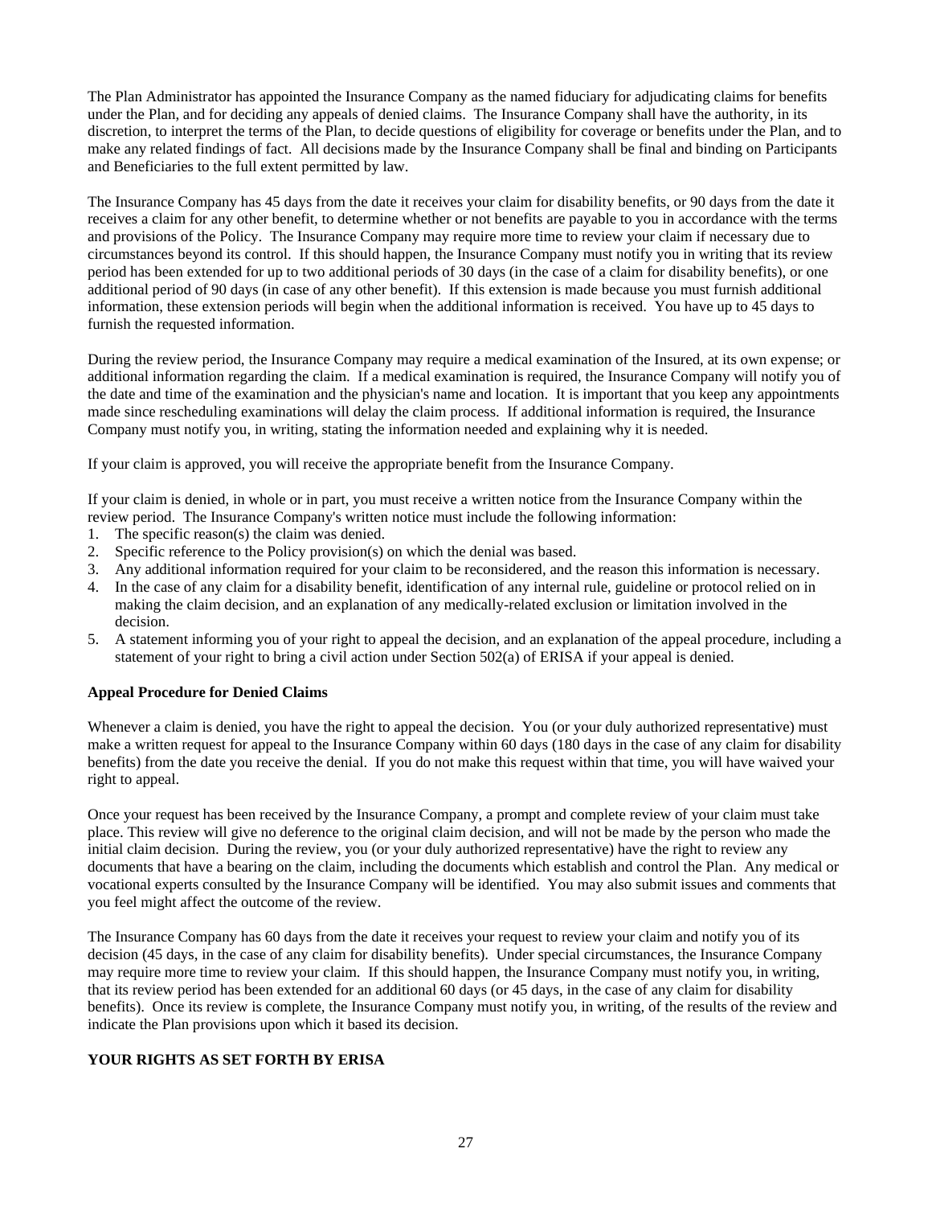The Plan Administrator has appointed the Insurance Company as the named fiduciary for adjudicating claims for benefits under the Plan, and for deciding any appeals of denied claims. The Insurance Company shall have the authority, in its discretion, to interpret the terms of the Plan, to decide questions of eligibility for coverage or benefits under the Plan, and to make any related findings of fact. All decisions made by the Insurance Company shall be final and binding on Participants and Beneficiaries to the full extent permitted by law.

The Insurance Company has 45 days from the date it receives your claim for disability benefits, or 90 days from the date it receives a claim for any other benefit, to determine whether or not benefits are payable to you in accordance with the terms and provisions of the Policy. The Insurance Company may require more time to review your claim if necessary due to circumstances beyond its control. If this should happen, the Insurance Company must notify you in writing that its review period has been extended for up to two additional periods of 30 days (in the case of a claim for disability benefits), or one additional period of 90 days (in case of any other benefit). If this extension is made because you must furnish additional information, these extension periods will begin when the additional information is received. You have up to 45 days to furnish the requested information.

During the review period, the Insurance Company may require a medical examination of the Insured, at its own expense; or additional information regarding the claim. If a medical examination is required, the Insurance Company will notify you of the date and time of the examination and the physician's name and location. It is important that you keep any appointments made since rescheduling examinations will delay the claim process. If additional information is required, the Insurance Company must notify you, in writing, stating the information needed and explaining why it is needed.

If your claim is approved, you will receive the appropriate benefit from the Insurance Company.

If your claim is denied, in whole or in part, you must receive a written notice from the Insurance Company within the review period. The Insurance Company's written notice must include the following information:

1. The specific reason(s) the claim was denied.
2. Specific reference to the Policy provision(s) on which the denial was based.
3. Any additional information required for your claim to be reconsidered, and the reason this information is necessary.
4. In the case of any claim for a disability benefit, identification of any internal rule, guideline or protocol relied on in making the claim decision, and an explanation of any medically-related exclusion or limitation involved in the decision.
5. A statement informing you of your right to appeal the decision, and an explanation of the appeal procedure, including a statement of your right to bring a civil action under Section 502(a) of ERISA if your appeal is denied.

**Appeal Procedure for Denied Claims**

Whenever a claim is denied, you have the right to appeal the decision. You (or your duly authorized representative) must make a written request for appeal to the Insurance Company within 60 days (180 days in the case of any claim for disability benefits) from the date you receive the denial. If you do not make this request within that time, you will have waived your right to appeal.

Once your request has been received by the Insurance Company, a prompt and complete review of your claim must take place. This review will give no deference to the original claim decision, and will not be made by the person who made the initial claim decision. During the review, you (or your duly authorized representative) have the right to review any documents that have a bearing on the claim, including the documents which establish and control the Plan. Any medical or vocational experts consulted by the Insurance Company will be identified. You may also submit issues and comments that you feel might affect the outcome of the review.

The Insurance Company has 60 days from the date it receives your request to review your claim and notify you of its decision (45 days, in the case of any claim for disability benefits). Under special circumstances, the Insurance Company may require more time to review your claim. If this should happen, the Insurance Company must notify you, in writing, that its review period has been extended for an additional 60 days (or 45 days, in the case of any claim for disability benefits). Once its review is complete, the Insurance Company must notify you, in writing, of the results of the review and indicate the Plan provisions upon which it based its decision.

**YOUR RIGHTS AS SET FORTH BY ERISA**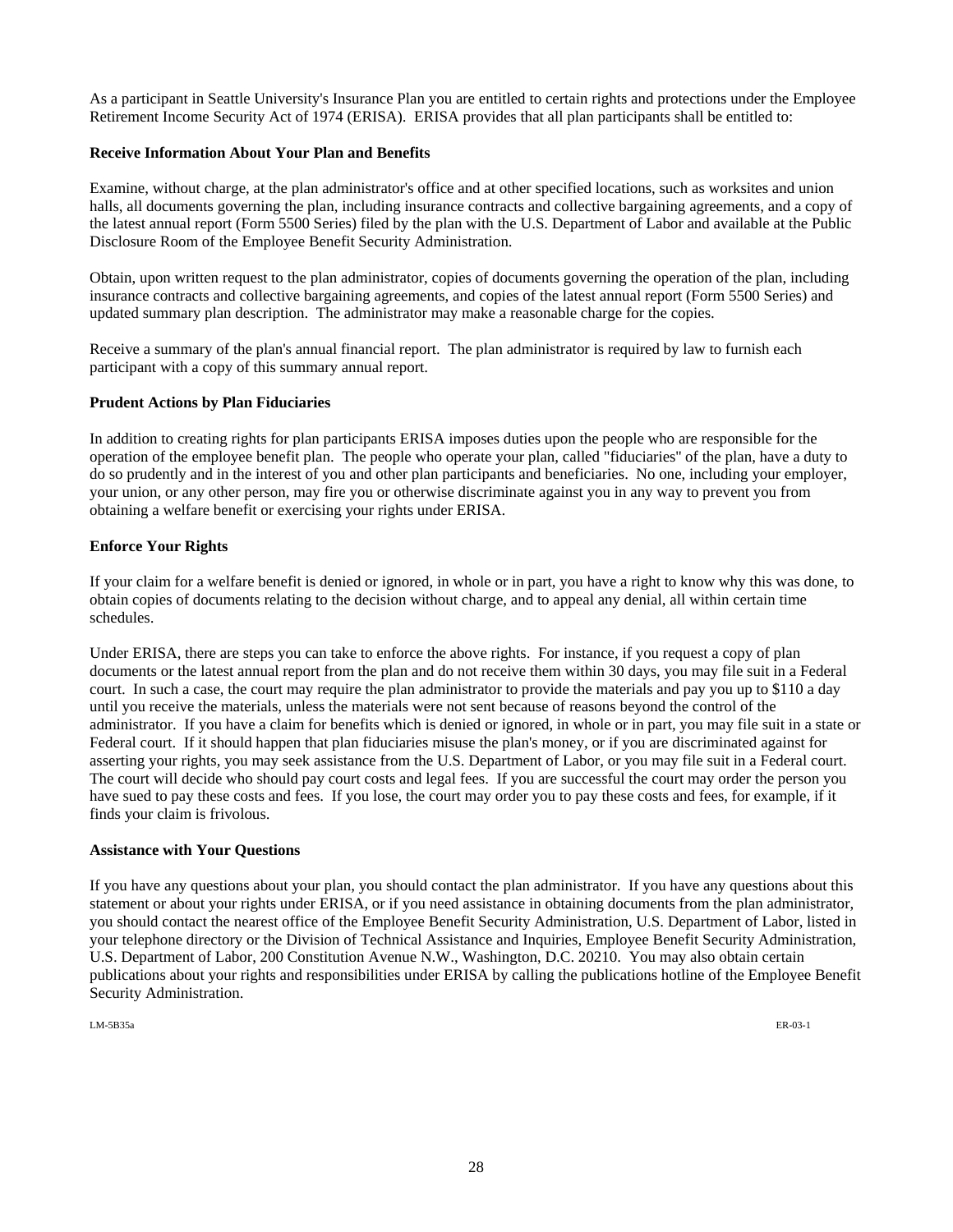As a participant in Seattle University's Insurance Plan you are entitled to certain rights and protections under the Employee Retirement Income Security Act of 1974 (ERISA). ERISA provides that all plan participants shall be entitled to:

**Receive Information About Your Plan and Benefits**

Examine, without charge, at the plan administrator's office and at other specified locations, such as worksites and union halls, all documents governing the plan, including insurance contracts and collective bargaining agreements, and a copy of the latest annual report (Form 5500 Series) filed by the plan with the U.S. Department of Labor and available at the Public Disclosure Room of the Employee Benefit Security Administration.

Obtain, upon written request to the plan administrator, copies of documents governing the operation of the plan, including insurance contracts and collective bargaining agreements, and copies of the latest annual report (Form 5500 Series) and updated summary plan description. The administrator may make a reasonable charge for the copies.

Receive a summary of the plan's annual financial report. The plan administrator is required by law to furnish each participant with a copy of this summary annual report.

**Prudent Actions by Plan Fiduciaries**

In addition to creating rights for plan participants ERISA imposes duties upon the people who are responsible for the operation of the employee benefit plan. The people who operate your plan, called "fiduciaries" of the plan, have a duty to do so prudently and in the interest of you and other plan participants and beneficiaries. No one, including your employer, your union, or any other person, may fire you or otherwise discriminate against you in any way to prevent you from obtaining a welfare benefit or exercising your rights under ERISA.

**Enforce Your Rights**

If your claim for a welfare benefit is denied or ignored, in whole or in part, you have a right to know why this was done, to obtain copies of documents relating to the decision without charge, and to appeal any denial, all within certain time schedules.

Under ERISA, there are steps you can take to enforce the above rights. For instance, if you request a copy of plan documents or the latest annual report from the plan and do not receive them within 30 days, you may file suit in a Federal court. In such a case, the court may require the plan administrator to provide the materials and pay you up to $110 a day until you receive the materials, unless the materials were not sent because of reasons beyond the control of the administrator. If you have a claim for benefits which is denied or ignored, in whole or in part, you may file suit in a state or Federal court. If it should happen that plan fiduciaries misuse the plan's money, or if you are discriminated against for asserting your rights, you may seek assistance from the U.S. Department of Labor, or you may file suit in a Federal court. The court will decide who should pay court costs and legal fees. If you are successful the court may order the person you have sued to pay these costs and fees. If you lose, the court may order you to pay these costs and fees, for example, if it finds your claim is frivolous.

**Assistance with Your Questions**

If you have any questions about your plan, you should contact the plan administrator. If you have any questions about this statement or about your rights under ERISA, or if you need assistance in obtaining documents from the plan administrator, you should contact the nearest office of the Employee Benefit Security Administration, U.S. Department of Labor, listed in your telephone directory or the Division of Technical Assistance and Inquiries, Employee Benefit Security Administration, U.S. Department of Labor, 200 Constitution Avenue N.W., Washington, D.C. 20210. You may also obtain certain publications about your rights and responsibilities under ERISA by calling the publications hotline of the Employee Benefit Security Administration.

LM-5B35a ER-03-1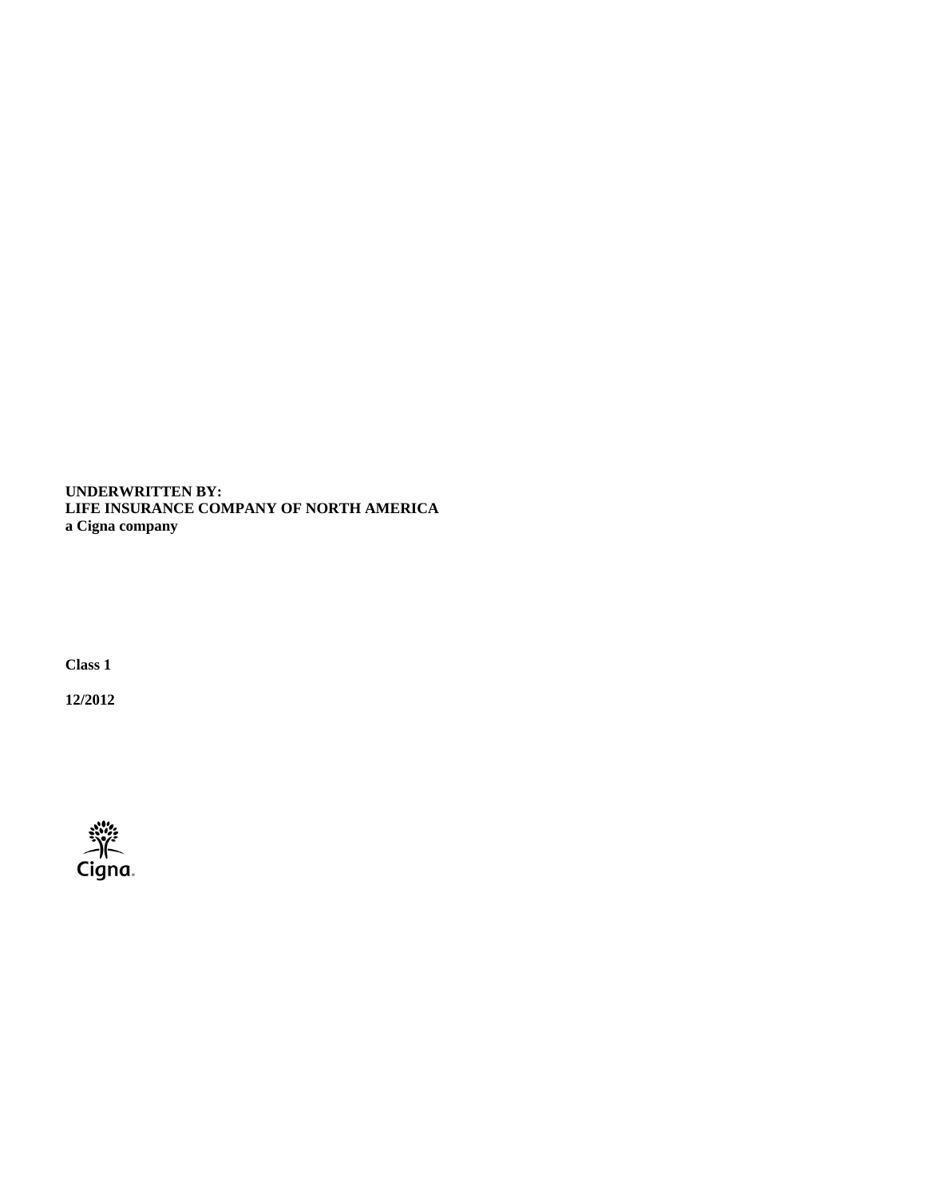**UNDERWRITTEN BY:**
**LIFE INSURANCE COMPANY OF NORTH AMERICA**
**a Cigna company**

**Class 1**

**12/2012**

Cigna.